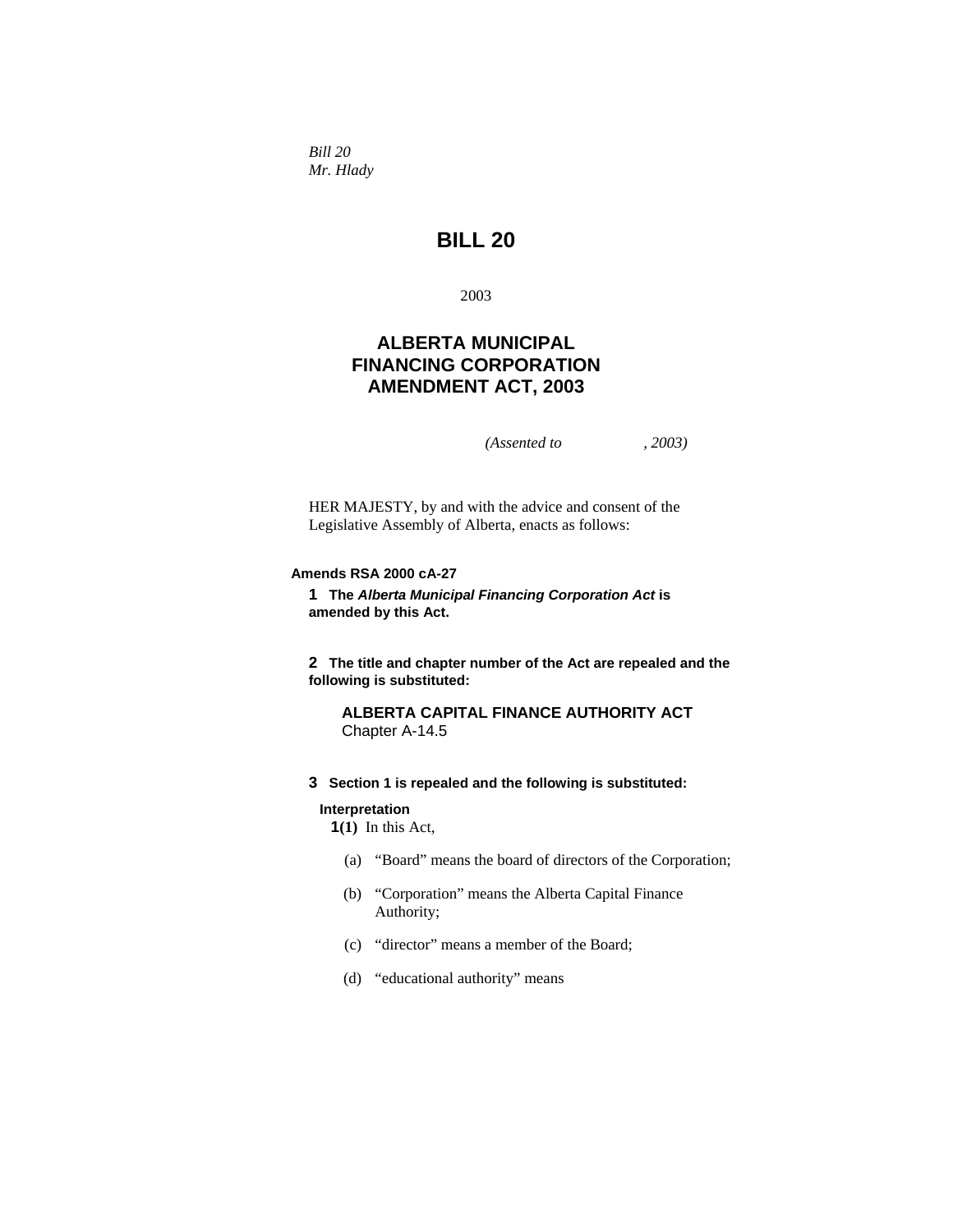*Bill 20*
*Mr. Hlady*

# BILL 20

2003

## ALBERTA MUNICIPAL FINANCING CORPORATION AMENDMENT ACT, 2003

*(Assented to , 2003)*

HER MAJESTY, by and with the advice and consent of the Legislative Assembly of Alberta, enacts as follows:

**Amends RSA 2000 cA-27**

**1 The *Alberta Municipal Financing Corporation Act* is amended by this Act.**

**2 The title and chapter number of the Act are repealed and the following is substituted:**

**ALBERTA CAPITAL FINANCE AUTHORITY ACT**
Chapter A-14.5

**3 Section 1 is repealed and the following is substituted:**

**Interpretation**

**1(1)** In this Act,

(a) "Board" means the board of directors of the Corporation;

(b) "Corporation" means the Alberta Capital Finance Authority;

(c) "director" means a member of the Board;

(d) "educational authority" means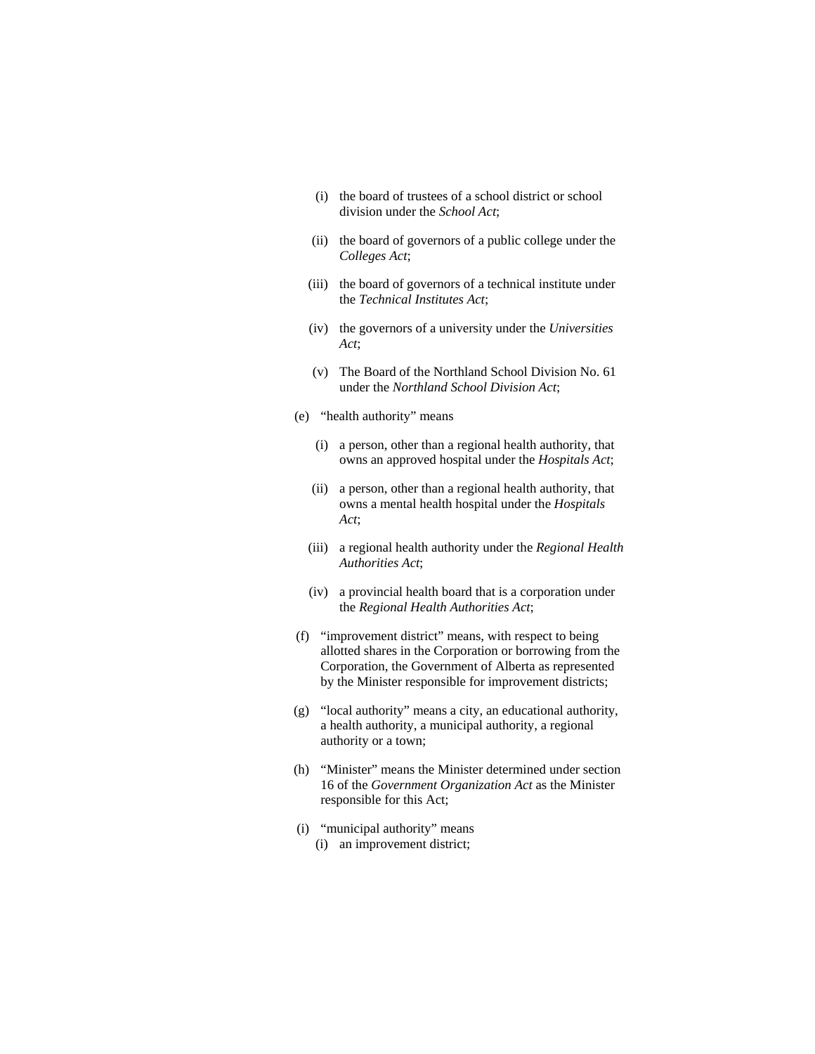(i) the board of trustees of a school district or school division under the *School Act*;

(ii) the board of governors of a public college under the *Colleges Act*;

(iii) the board of governors of a technical institute under the *Technical Institutes Act*;

(iv) the governors of a university under the *Universities Act*;

(v) The Board of the Northland School Division No. 61 under the *Northland School Division Act*;

(e) "health authority" means

(i) a person, other than a regional health authority, that owns an approved hospital under the *Hospitals Act*;

(ii) a person, other than a regional health authority, that owns a mental health hospital under the *Hospitals Act*;

(iii) a regional health authority under the *Regional Health Authorities Act*;

(iv) a provincial health board that is a corporation under the *Regional Health Authorities Act*;

(f) "improvement district" means, with respect to being allotted shares in the Corporation or borrowing from the Corporation, the Government of Alberta as represented by the Minister responsible for improvement districts;

(g) "local authority" means a city, an educational authority, a health authority, a municipal authority, a regional authority or a town;

(h) "Minister" means the Minister determined under section 16 of the *Government Organization Act* as the Minister responsible for this Act;

(i) "municipal authority" means

(i) an improvement district;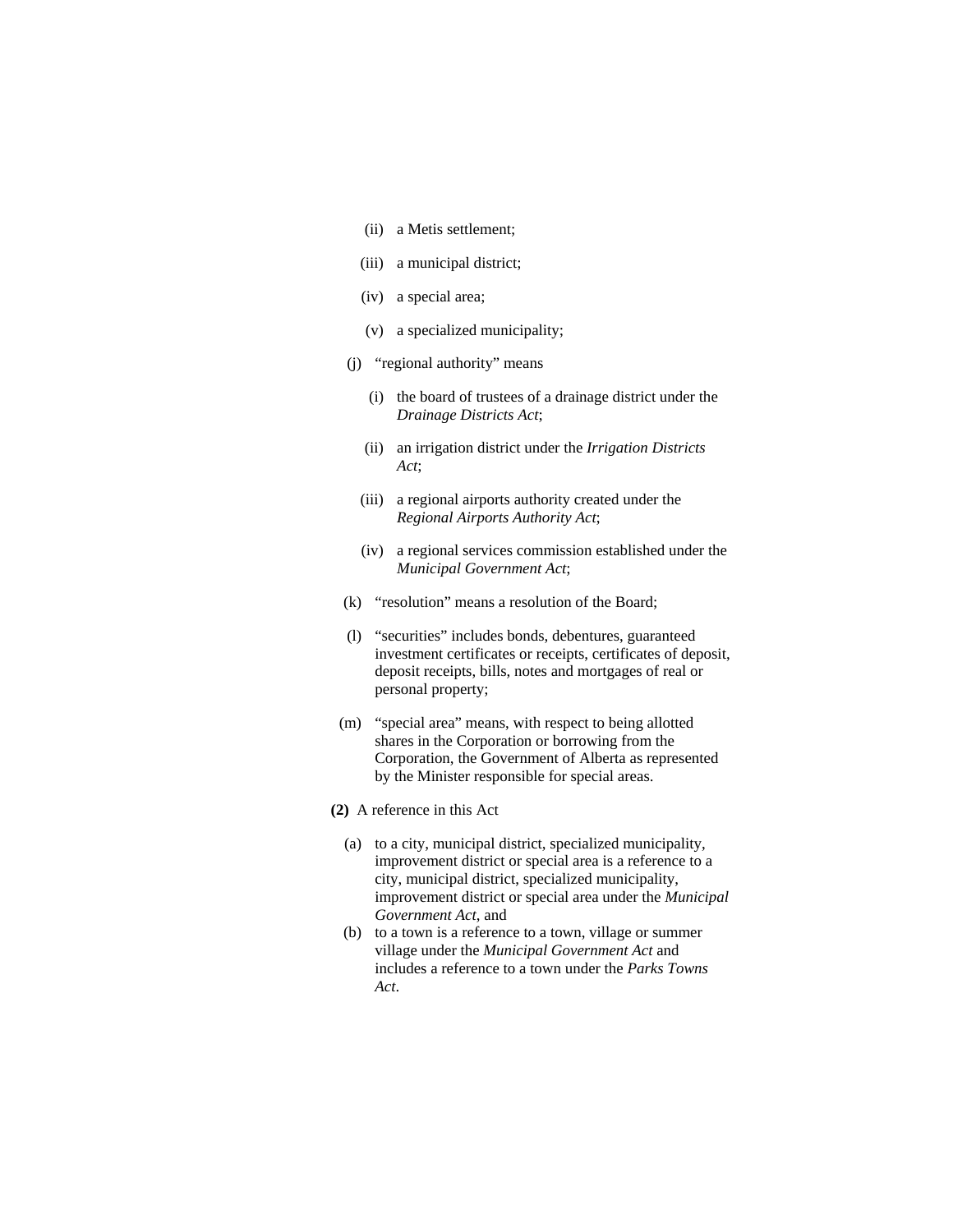(ii) a Metis settlement;

(iii) a municipal district;

(iv) a special area;

(v) a specialized municipality;

(j) "regional authority" means

(i) the board of trustees of a drainage district under the *Drainage Districts Act*;

(ii) an irrigation district under the *Irrigation Districts Act*;

(iii) a regional airports authority created under the *Regional Airports Authority Act*;

(iv) a regional services commission established under the *Municipal Government Act*;

(k) "resolution" means a resolution of the Board;

(l) "securities" includes bonds, debentures, guaranteed investment certificates or receipts, certificates of deposit, deposit receipts, bills, notes and mortgages of real or personal property;

(m) "special area" means, with respect to being allotted shares in the Corporation or borrowing from the Corporation, the Government of Alberta as represented by the Minister responsible for special areas.

**(2)** A reference in this Act

(a) to a city, municipal district, specialized municipality, improvement district or special area is a reference to a city, municipal district, specialized municipality, improvement district or special area under the *Municipal Government Act*, and

(b) to a town is a reference to a town, village or summer village under the *Municipal Government Act* and includes a reference to a town under the *Parks Towns Act*.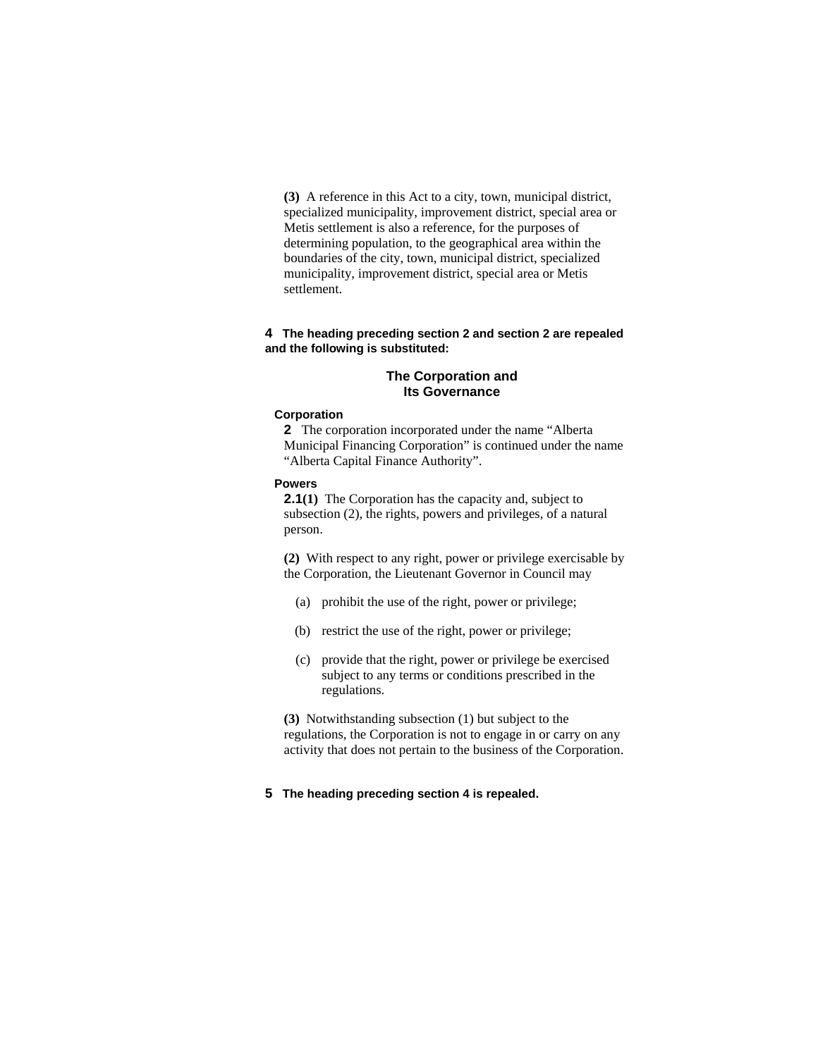**(3)** A reference in this Act to a city, town, municipal district, specialized municipality, improvement district, special area or Metis settlement is also a reference, for the purposes of determining population, to the geographical area within the boundaries of the city, town, municipal district, specialized municipality, improvement district, special area or Metis settlement.

**4 The heading preceding section 2 and section 2 are repealed and the following is substituted:**

## The Corporation and Its Governance

**Corporation**

**2** The corporation incorporated under the name "Alberta Municipal Financing Corporation" is continued under the name "Alberta Capital Finance Authority".

**Powers**

**2.1(1)** The Corporation has the capacity and, subject to subsection (2), the rights, powers and privileges, of a natural person.

**(2)** With respect to any right, power or privilege exercisable by the Corporation, the Lieutenant Governor in Council may

(a) prohibit the use of the right, power or privilege;

(b) restrict the use of the right, power or privilege;

(c) provide that the right, power or privilege be exercised subject to any terms or conditions prescribed in the regulations.

**(3)** Notwithstanding subsection (1) but subject to the regulations, the Corporation is not to engage in or carry on any activity that does not pertain to the business of the Corporation.

**5 The heading preceding section 4 is repealed.**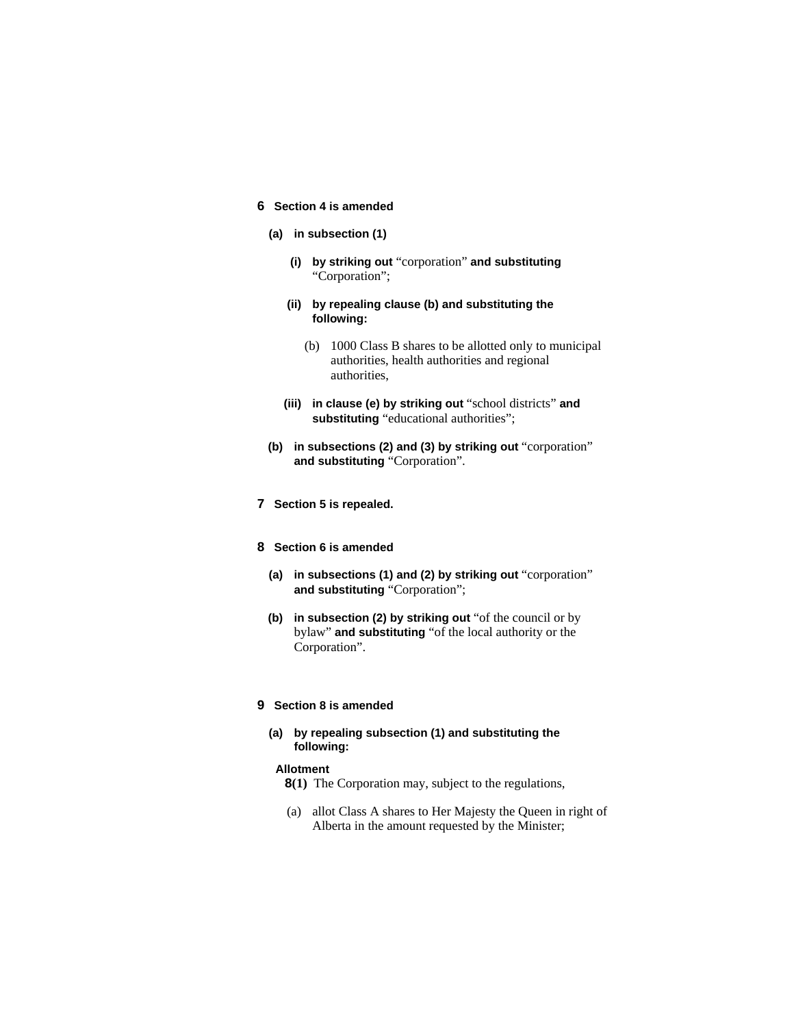**6 Section 4 is amended**

**(a) in subsection (1)**

**(i) by striking out** "corporation" **and substituting** "Corporation";

**(ii) by repealing clause (b) and substituting the following:**

(b) 1000 Class B shares to be allotted only to municipal authorities, health authorities and regional authorities,

**(iii) in clause (e) by striking out** "school districts" **and substituting** "educational authorities";

**(b) in subsections (2) and (3) by striking out** "corporation" **and substituting** "Corporation".

**7 Section 5 is repealed.**

**8 Section 6 is amended**

**(a) in subsections (1) and (2) by striking out** "corporation" **and substituting** "Corporation";

**(b) in subsection (2) by striking out** "of the council or by bylaw" **and substituting** "of the local authority or the Corporation".

**9 Section 8 is amended**

**(a) by repealing subsection (1) and substituting the following:**

**Allotment**

**8(1)** The Corporation may, subject to the regulations,

(a) allot Class A shares to Her Majesty the Queen in right of Alberta in the amount requested by the Minister;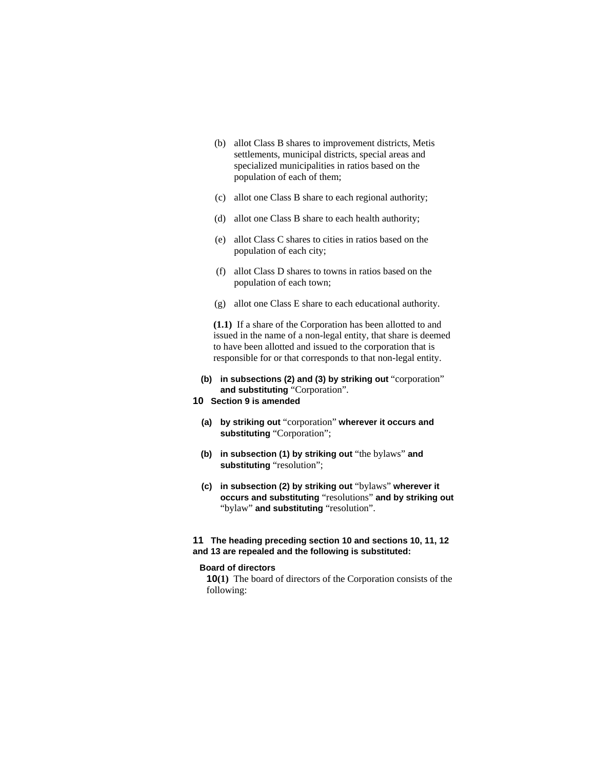(b) allot Class B shares to improvement districts, Metis settlements, municipal districts, special areas and specialized municipalities in ratios based on the population of each of them;

(c) allot one Class B share to each regional authority;

(d) allot one Class B share to each health authority;

(e) allot Class C shares to cities in ratios based on the population of each city;

(f) allot Class D shares to towns in ratios based on the population of each town;

(g) allot one Class E share to each educational authority.

**(1.1)** If a share of the Corporation has been allotted to and issued in the name of a non-legal entity, that share is deemed to have been allotted and issued to the corporation that is responsible for or that corresponds to that non-legal entity.

**(b) in subsections (2) and (3) by striking out** "corporation" **and substituting** "Corporation".

**10 Section 9 is amended**

**(a) by striking out** "corporation" **wherever it occurs and substituting** "Corporation";

**(b) in subsection (1) by striking out** "the bylaws" **and substituting** "resolution";

**(c) in subsection (2) by striking out** "bylaws" **wherever it occurs and substituting** "resolutions" **and by striking out** "bylaw" **and substituting** "resolution".

**11 The heading preceding section 10 and sections 10, 11, 12 and 13 are repealed and the following is substituted:**

**Board of directors**

**10(1)** The board of directors of the Corporation consists of the following: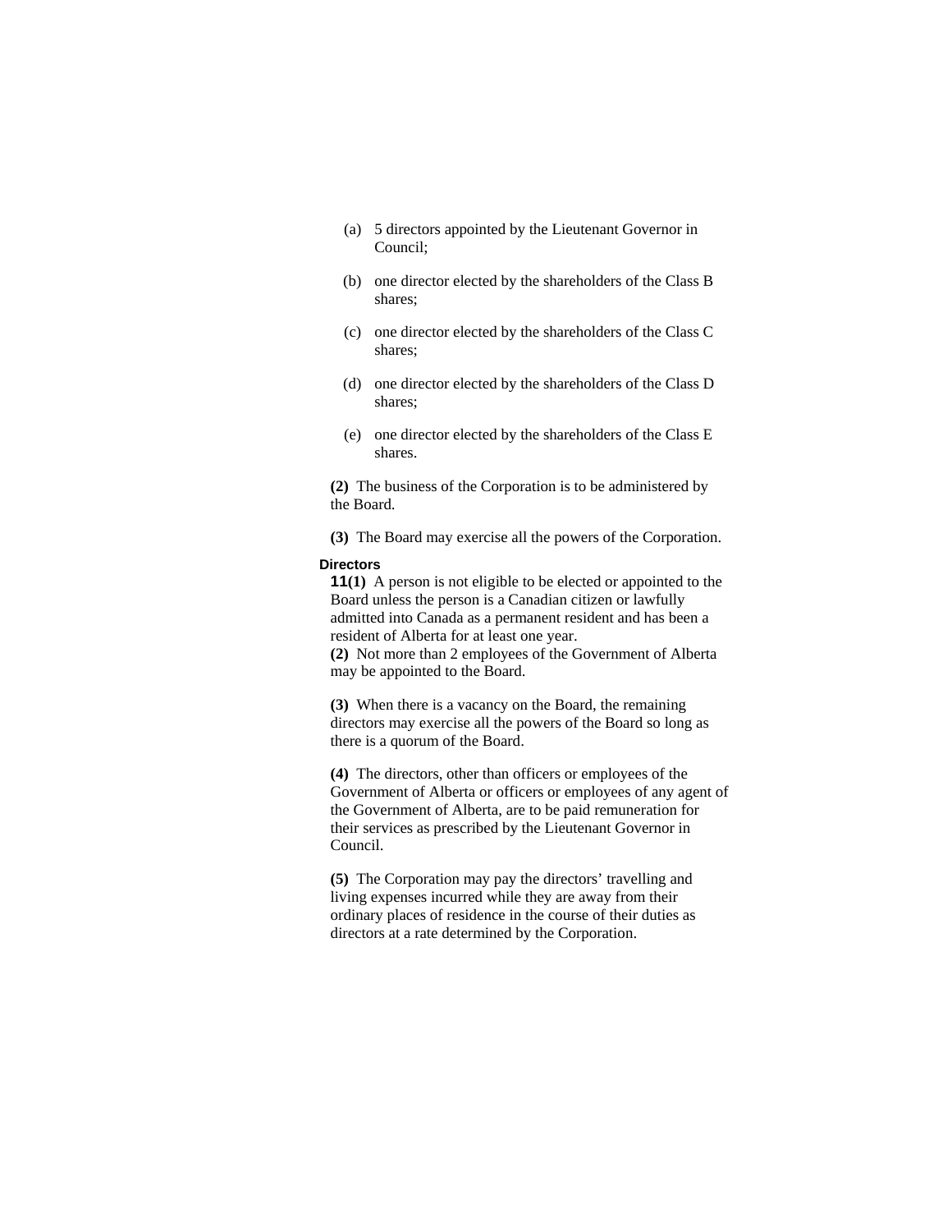(a) 5 directors appointed by the Lieutenant Governor in Council;

(b) one director elected by the shareholders of the Class B shares;

(c) one director elected by the shareholders of the Class C shares;

(d) one director elected by the shareholders of the Class D shares;

(e) one director elected by the shareholders of the Class E shares.

**(2)** The business of the Corporation is to be administered by the Board.

**(3)** The Board may exercise all the powers of the Corporation.

**Directors**

**11(1)** A person is not eligible to be elected or appointed to the Board unless the person is a Canadian citizen or lawfully admitted into Canada as a permanent resident and has been a resident of Alberta for at least one year.

**(2)** Not more than 2 employees of the Government of Alberta may be appointed to the Board.

**(3)** When there is a vacancy on the Board, the remaining directors may exercise all the powers of the Board so long as there is a quorum of the Board.

**(4)** The directors, other than officers or employees of the Government of Alberta or officers or employees of any agent of the Government of Alberta, are to be paid remuneration for their services as prescribed by the Lieutenant Governor in Council.

**(5)** The Corporation may pay the directors' travelling and living expenses incurred while they are away from their ordinary places of residence in the course of their duties as directors at a rate determined by the Corporation.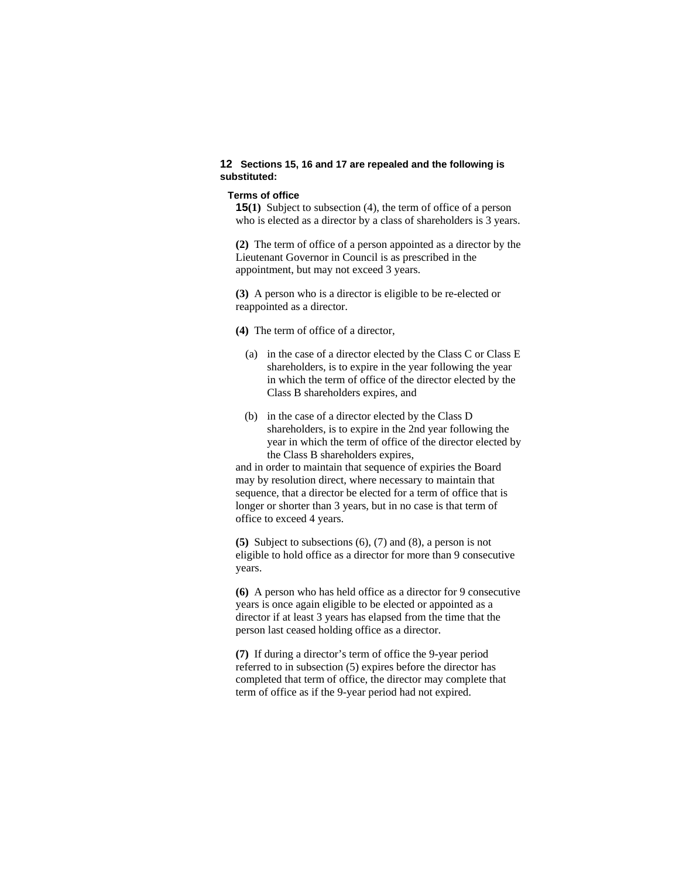**12 Sections 15, 16 and 17 are repealed and the following is substituted:**

**Terms of office**

**15(1)** Subject to subsection (4), the term of office of a person who is elected as a director by a class of shareholders is 3 years.

**(2)** The term of office of a person appointed as a director by the Lieutenant Governor in Council is as prescribed in the appointment, but may not exceed 3 years.

**(3)** A person who is a director is eligible to be re-elected or reappointed as a director.

**(4)** The term of office of a director,

(a) in the case of a director elected by the Class C or Class E shareholders, is to expire in the year following the year in which the term of office of the director elected by the Class B shareholders expires, and

(b) in the case of a director elected by the Class D shareholders, is to expire in the 2nd year following the year in which the term of office of the director elected by the Class B shareholders expires,

and in order to maintain that sequence of expiries the Board may by resolution direct, where necessary to maintain that sequence, that a director be elected for a term of office that is longer or shorter than 3 years, but in no case is that term of office to exceed 4 years.

**(5)** Subject to subsections (6), (7) and (8), a person is not eligible to hold office as a director for more than 9 consecutive years.

**(6)** A person who has held office as a director for 9 consecutive years is once again eligible to be elected or appointed as a director if at least 3 years has elapsed from the time that the person last ceased holding office as a director.

**(7)** If during a director's term of office the 9-year period referred to in subsection (5) expires before the director has completed that term of office, the director may complete that term of office as if the 9-year period had not expired.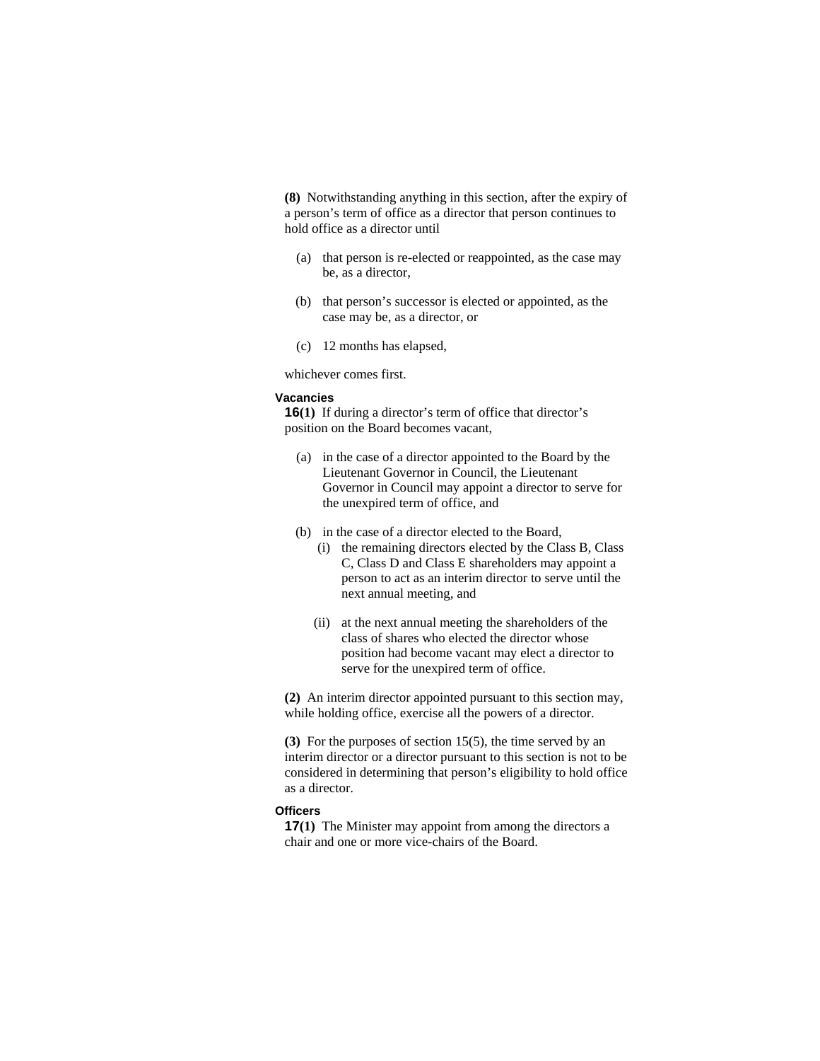**(8)** Notwithstanding anything in this section, after the expiry of a person's term of office as a director that person continues to hold office as a director until

- (a) that person is re-elected or reappointed, as the case may be, as a director,
- (b) that person's successor is elected or appointed, as the case may be, as a director, or
- (c) 12 months has elapsed,

whichever comes first.

**Vacancies**

**16(1)** If during a director's term of office that director's position on the Board becomes vacant,

- (a) in the case of a director appointed to the Board by the Lieutenant Governor in Council, the Lieutenant Governor in Council may appoint a director to serve for the unexpired term of office, and
- (b) in the case of a director elected to the Board,
  - (i) the remaining directors elected by the Class B, Class C, Class D and Class E shareholders may appoint a person to act as an interim director to serve until the next annual meeting, and
  - (ii) at the next annual meeting the shareholders of the class of shares who elected the director whose position had become vacant may elect a director to serve for the unexpired term of office.

**(2)** An interim director appointed pursuant to this section may, while holding office, exercise all the powers of a director.

**(3)** For the purposes of section 15(5), the time served by an interim director or a director pursuant to this section is not to be considered in determining that person's eligibility to hold office as a director.

**Officers**

**17(1)** The Minister may appoint from among the directors a chair and one or more vice-chairs of the Board.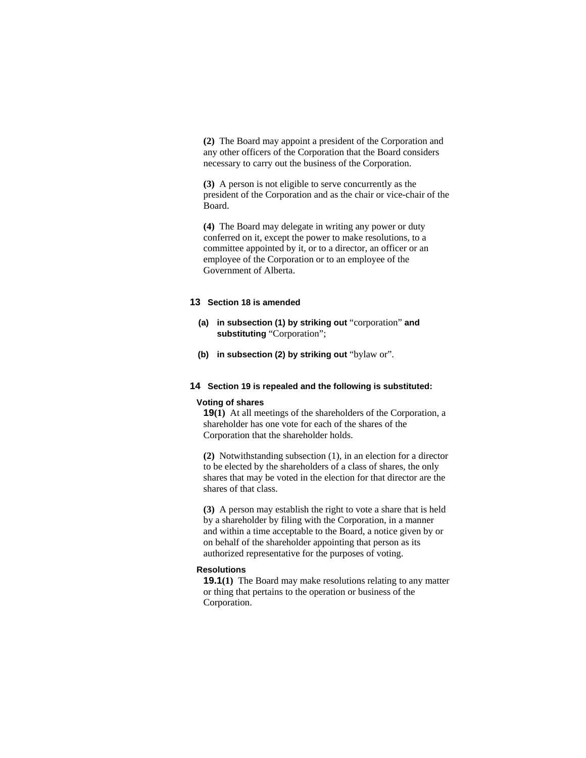**(2)** The Board may appoint a president of the Corporation and any other officers of the Corporation that the Board considers necessary to carry out the business of the Corporation.

**(3)** A person is not eligible to serve concurrently as the president of the Corporation and as the chair or vice-chair of the Board.

**(4)** The Board may delegate in writing any power or duty conferred on it, except the power to make resolutions, to a committee appointed by it, or to a director, an officer or an employee of the Corporation or to an employee of the Government of Alberta.

**13 Section 18 is amended**

**(a) in subsection (1) by striking out** "corporation" **and substituting** "Corporation";

**(b) in subsection (2) by striking out** "bylaw or".

**14 Section 19 is repealed and the following is substituted:**

**Voting of shares**

**19(1)** At all meetings of the shareholders of the Corporation, a shareholder has one vote for each of the shares of the Corporation that the shareholder holds.

**(2)** Notwithstanding subsection (1), in an election for a director to be elected by the shareholders of a class of shares, the only shares that may be voted in the election for that director are the shares of that class.

**(3)** A person may establish the right to vote a share that is held by a shareholder by filing with the Corporation, in a manner and within a time acceptable to the Board, a notice given by or on behalf of the shareholder appointing that person as its authorized representative for the purposes of voting.

**Resolutions**

**19.1(1)** The Board may make resolutions relating to any matter or thing that pertains to the operation or business of the Corporation.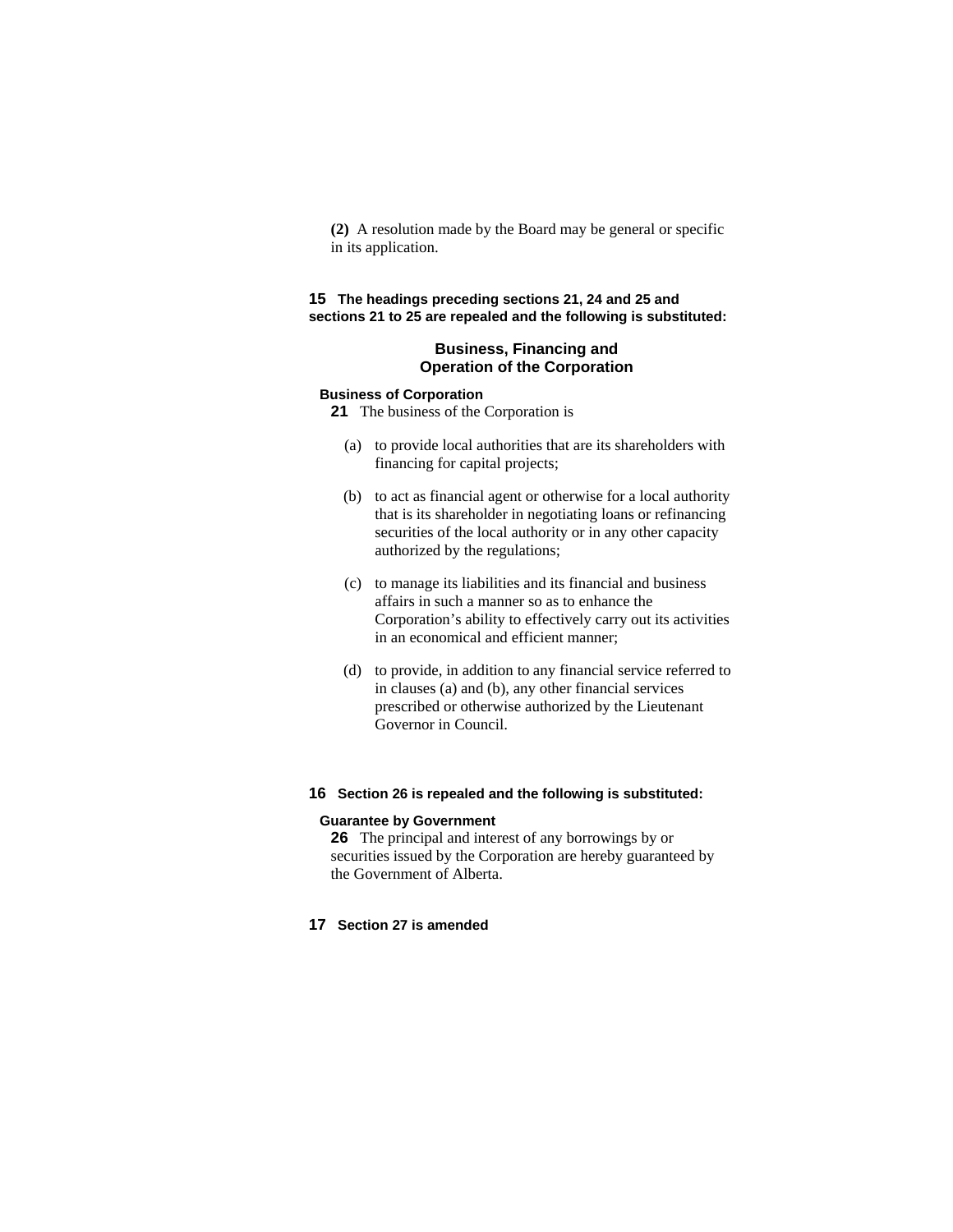**(2)** A resolution made by the Board may be general or specific in its application.

**15 The headings preceding sections 21, 24 and 25 and sections 21 to 25 are repealed and the following is substituted:**

## Business, Financing and Operation of the Corporation

**Business of Corporation**

**21** The business of the Corporation is

(a) to provide local authorities that are its shareholders with financing for capital projects;

(b) to act as financial agent or otherwise for a local authority that is its shareholder in negotiating loans or refinancing securities of the local authority or in any other capacity authorized by the regulations;

(c) to manage its liabilities and its financial and business affairs in such a manner so as to enhance the Corporation's ability to effectively carry out its activities in an economical and efficient manner;

(d) to provide, in addition to any financial service referred to in clauses (a) and (b), any other financial services prescribed or otherwise authorized by the Lieutenant Governor in Council.

**16 Section 26 is repealed and the following is substituted:**

**Guarantee by Government**

**26** The principal and interest of any borrowings by or securities issued by the Corporation are hereby guaranteed by the Government of Alberta.

**17 Section 27 is amended**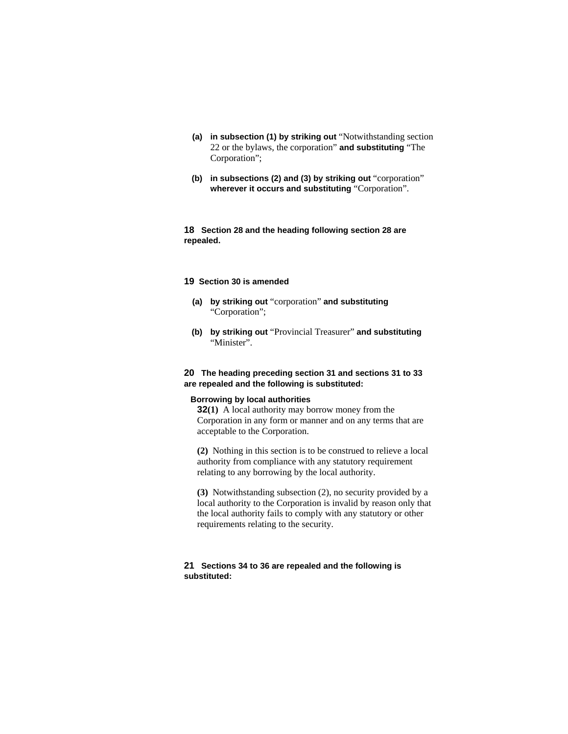**(a)** **in subsection (1) by striking out** “Notwithstanding section 22 or the bylaws, the corporation” **and substituting** “The Corporation”;

**(b)** **in subsections (2) and (3) by striking out** “corporation” **wherever it occurs and substituting** “Corporation”.

**18** **Section 28 and the heading following section 28 are repealed.**

**19** **Section 30 is amended**

**(a)** **by striking out** “corporation” **and substituting** “Corporation”;

**(b)** **by striking out** “Provincial Treasurer” **and substituting** “Minister”.

**20** **The heading preceding section 31 and sections 31 to 33 are repealed and the following is substituted:**

**Borrowing by local authorities**

**32(1)** A local authority may borrow money from the Corporation in any form or manner and on any terms that are acceptable to the Corporation.

**(2)** Nothing in this section is to be construed to relieve a local authority from compliance with any statutory requirement relating to any borrowing by the local authority.

**(3)** Notwithstanding subsection (2), no security provided by a local authority to the Corporation is invalid by reason only that the local authority fails to comply with any statutory or other requirements relating to the security.

**21** **Sections 34 to 36 are repealed and the following is substituted:**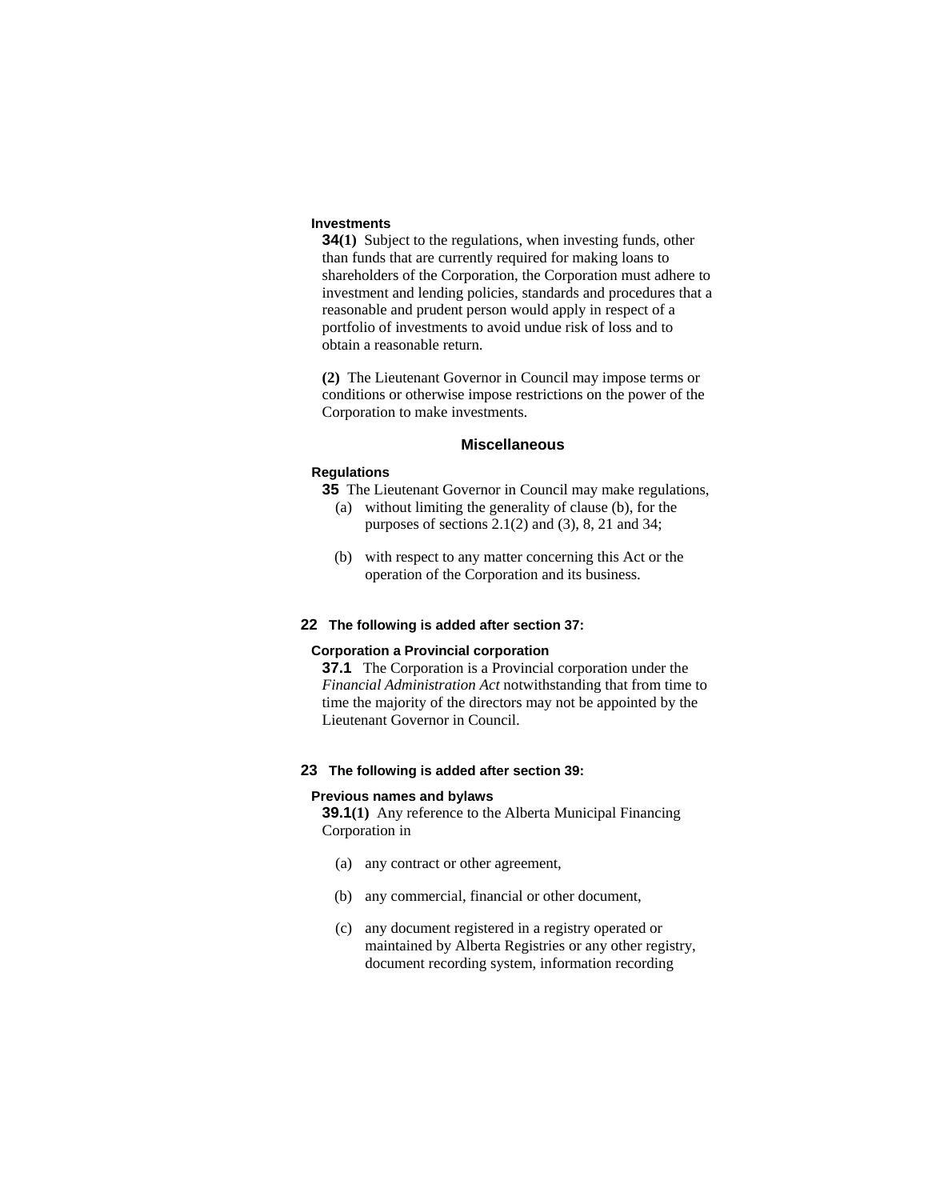**Investments**

**34(1)** Subject to the regulations, when investing funds, other than funds that are currently required for making loans to shareholders of the Corporation, the Corporation must adhere to investment and lending policies, standards and procedures that a reasonable and prudent person would apply in respect of a portfolio of investments to avoid undue risk of loss and to obtain a reasonable return.

**(2)** The Lieutenant Governor in Council may impose terms or conditions or otherwise impose restrictions on the power of the Corporation to make investments.

### Miscellaneous

**Regulations**

**35** The Lieutenant Governor in Council may make regulations,

(a) without limiting the generality of clause (b), for the purposes of sections 2.1(2) and (3), 8, 21 and 34;

(b) with respect to any matter concerning this Act or the operation of the Corporation and its business.

**22 The following is added after section 37:**

**Corporation a Provincial corporation**

**37.1** The Corporation is a Provincial corporation under the *Financial Administration Act* notwithstanding that from time to time the majority of the directors may not be appointed by the Lieutenant Governor in Council.

**23 The following is added after section 39:**

**Previous names and bylaws**

**39.1(1)** Any reference to the Alberta Municipal Financing Corporation in

(a) any contract or other agreement,

(b) any commercial, financial or other document,

(c) any document registered in a registry operated or maintained by Alberta Registries or any other registry, document recording system, information recording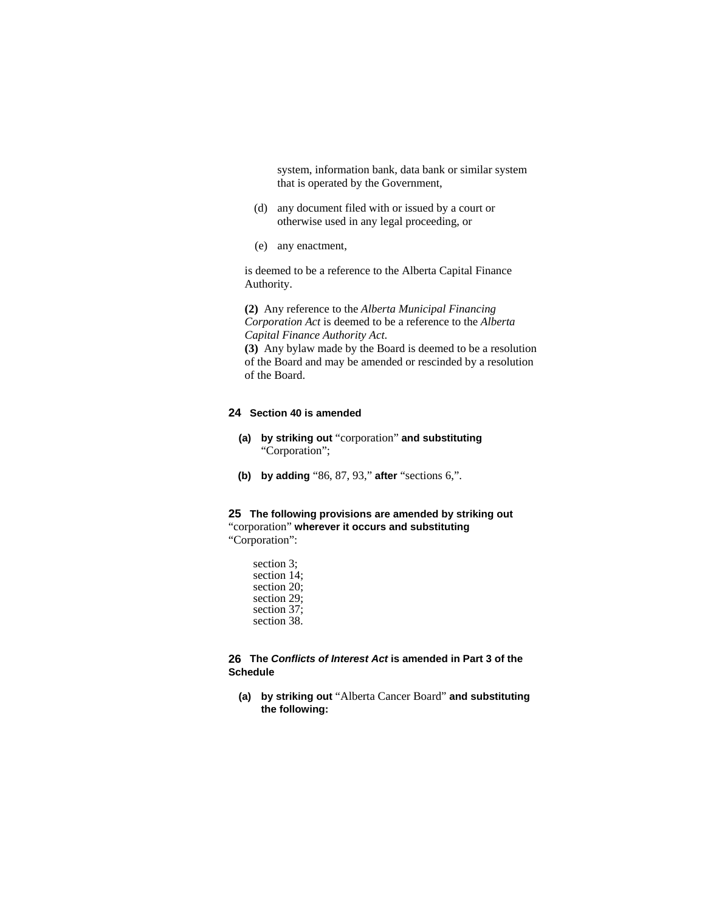system, information bank, data bank or similar system that is operated by the Government,

(d) any document filed with or issued by a court or otherwise used in any legal proceeding, or

(e) any enactment,

is deemed to be a reference to the Alberta Capital Finance Authority.

**(2)** Any reference to the *Alberta Municipal Financing Corporation Act* is deemed to be a reference to the *Alberta Capital Finance Authority Act*.

**(3)** Any bylaw made by the Board is deemed to be a resolution of the Board and may be amended or rescinded by a resolution of the Board.

**24 Section 40 is amended**

**(a) by striking out** “corporation” **and substituting** “Corporation”;

**(b) by adding** “86, 87, 93,” **after** “sections 6,”.

**25 The following provisions are amended by striking out** “corporation” **wherever it occurs and substituting** “Corporation”:

section 3;
section 14;
section 20;
section 29;
section 37;
section 38.

**26 The *Conflicts of Interest Act* is amended in Part 3 of the Schedule**

**(a) by striking out** “Alberta Cancer Board” **and substituting the following:**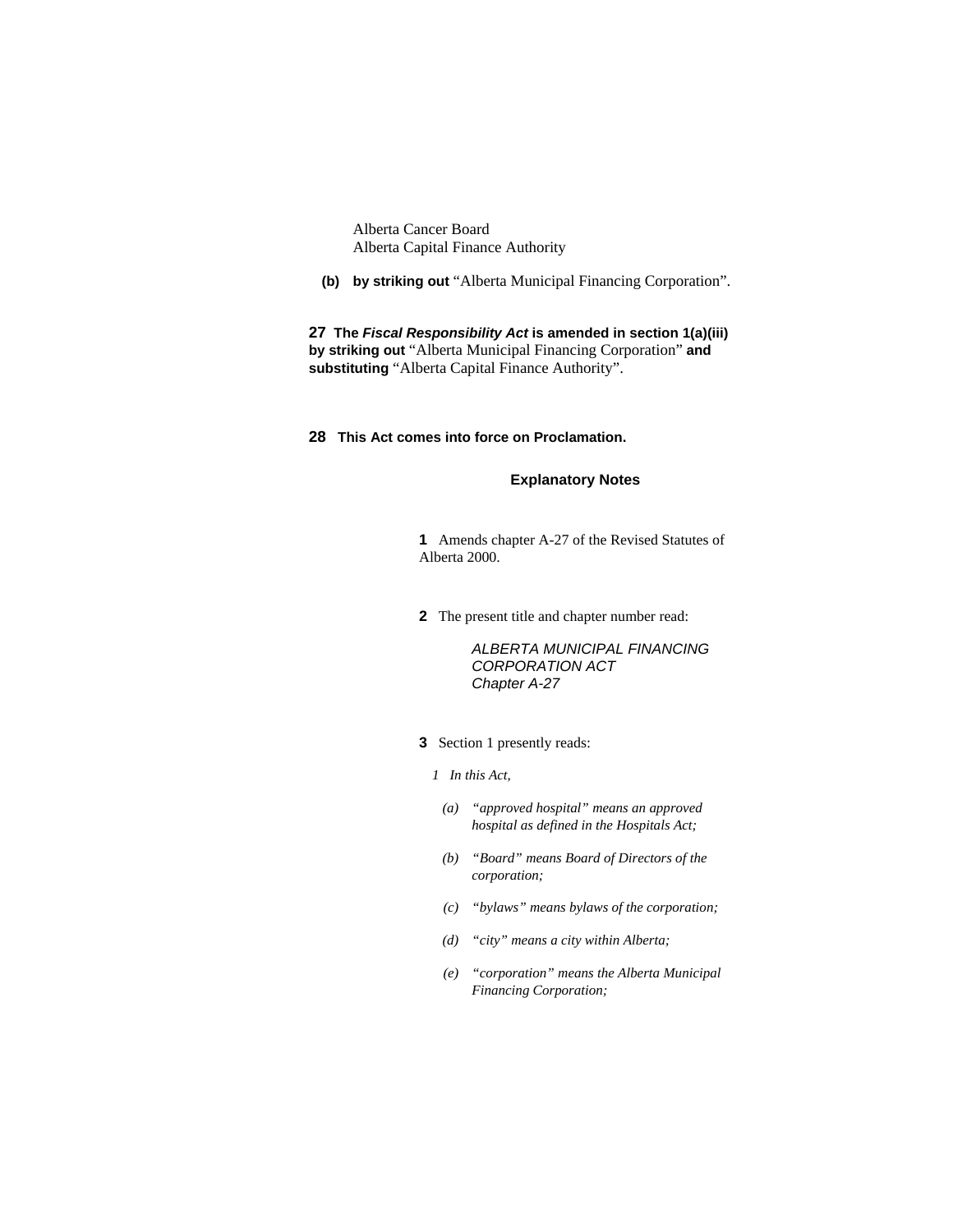Alberta Cancer Board
Alberta Capital Finance Authority

**(b) by striking out** "Alberta Municipal Financing Corporation".

**27 The *Fiscal Responsibility Act* is amended in section 1(a)(iii) by striking out** "Alberta Municipal Financing Corporation" **and substituting** "Alberta Capital Finance Authority".

**28 This Act comes into force on Proclamation.**

### Explanatory Notes

**1** Amends chapter A-27 of the Revised Statutes of Alberta 2000.

**2** The present title and chapter number read:

*ALBERTA MUNICIPAL FINANCING CORPORATION ACT*
*Chapter A-27*

**3** Section 1 presently reads:

*1 In this Act,*

*(a) "approved hospital" means an approved hospital as defined in the Hospitals Act;*

*(b) "Board" means Board of Directors of the corporation;*

*(c) "bylaws" means bylaws of the corporation;*

*(d) "city" means a city within Alberta;*

*(e) "corporation" means the Alberta Municipal Financing Corporation;*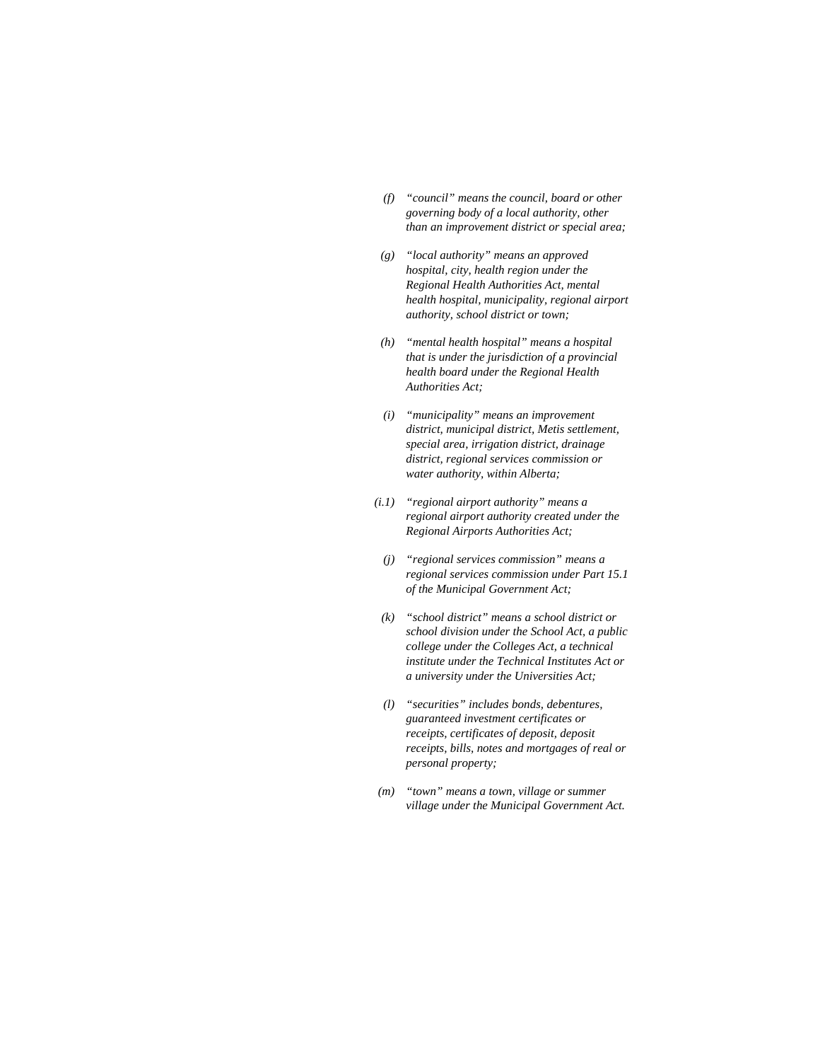*(f)* *"council" means the council, board or other governing body of a local authority, other than an improvement district or special area;*

*(g)* *"local authority" means an approved hospital, city, health region under the Regional Health Authorities Act, mental health hospital, municipality, regional airport authority, school district or town;*

*(h)* *"mental health hospital" means a hospital that is under the jurisdiction of a provincial health board under the Regional Health Authorities Act;*

*(i)* *"municipality" means an improvement district, municipal district, Metis settlement, special area, irrigation district, drainage district, regional services commission or water authority, within Alberta;*

*(i.1)* *"regional airport authority" means a regional airport authority created under the Regional Airports Authorities Act;*

*(j)* *"regional services commission" means a regional services commission under Part 15.1 of the Municipal Government Act;*

*(k)* *"school district" means a school district or school division under the School Act, a public college under the Colleges Act, a technical institute under the Technical Institutes Act or a university under the Universities Act;*

*(l)* *"securities" includes bonds, debentures, guaranteed investment certificates or receipts, certificates of deposit, deposit receipts, bills, notes and mortgages of real or personal property;*

*(m)* *"town" means a town, village or summer village under the Municipal Government Act.*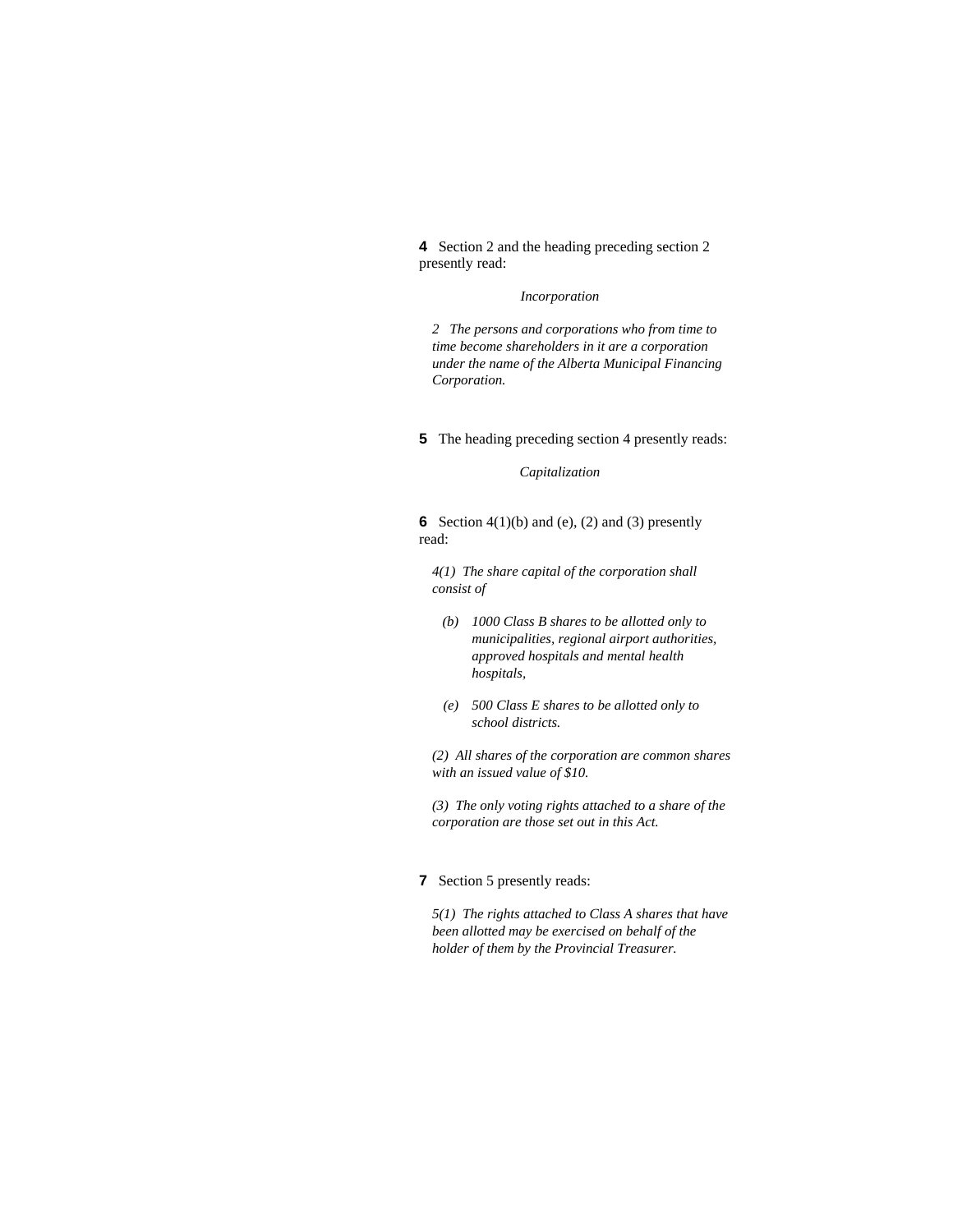**4** Section 2 and the heading preceding section 2 presently read:

*Incorporation*

*2 The persons and corporations who from time to time become shareholders in it are a corporation under the name of the Alberta Municipal Financing Corporation.*

**5** The heading preceding section 4 presently reads:

*Capitalization*

**6** Section 4(1)(b) and (e), (2) and (3) presently read:

*4(1) The share capital of the corporation shall consist of*

*(b) 1000 Class B shares to be allotted only to municipalities, regional airport authorities, approved hospitals and mental health hospitals,*

*(e) 500 Class E shares to be allotted only to school districts.*

*(2) All shares of the corporation are common shares with an issued value of $10.*

*(3) The only voting rights attached to a share of the corporation are those set out in this Act.*

**7** Section 5 presently reads:

*5(1) The rights attached to Class A shares that have been allotted may be exercised on behalf of the holder of them by the Provincial Treasurer.*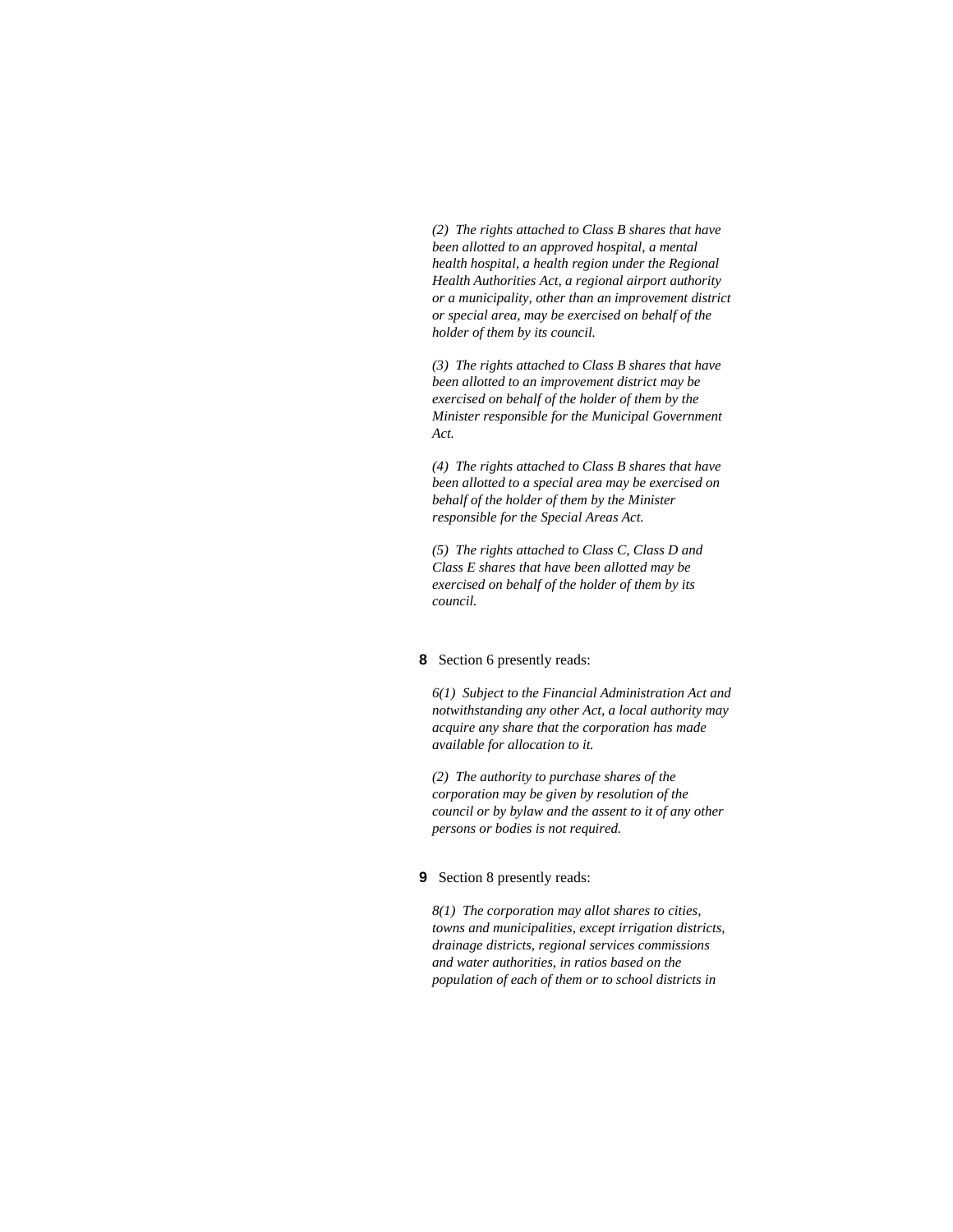*(2) The rights attached to Class B shares that have been allotted to an approved hospital, a mental health hospital, a health region under the Regional Health Authorities Act, a regional airport authority or a municipality, other than an improvement district or special area, may be exercised on behalf of the holder of them by its council.*

*(3) The rights attached to Class B shares that have been allotted to an improvement district may be exercised on behalf of the holder of them by the Minister responsible for the Municipal Government Act.*

*(4) The rights attached to Class B shares that have been allotted to a special area may be exercised on behalf of the holder of them by the Minister responsible for the Special Areas Act.*

*(5) The rights attached to Class C, Class D and Class E shares that have been allotted may be exercised on behalf of the holder of them by its council.*

**8** Section 6 presently reads:

*6(1) Subject to the Financial Administration Act and notwithstanding any other Act, a local authority may acquire any share that the corporation has made available for allocation to it.*

*(2) The authority to purchase shares of the corporation may be given by resolution of the council or by bylaw and the assent to it of any other persons or bodies is not required.*

**9** Section 8 presently reads:

*8(1) The corporation may allot shares to cities, towns and municipalities, except irrigation districts, drainage districts, regional services commissions and water authorities, in ratios based on the population of each of them or to school districts in*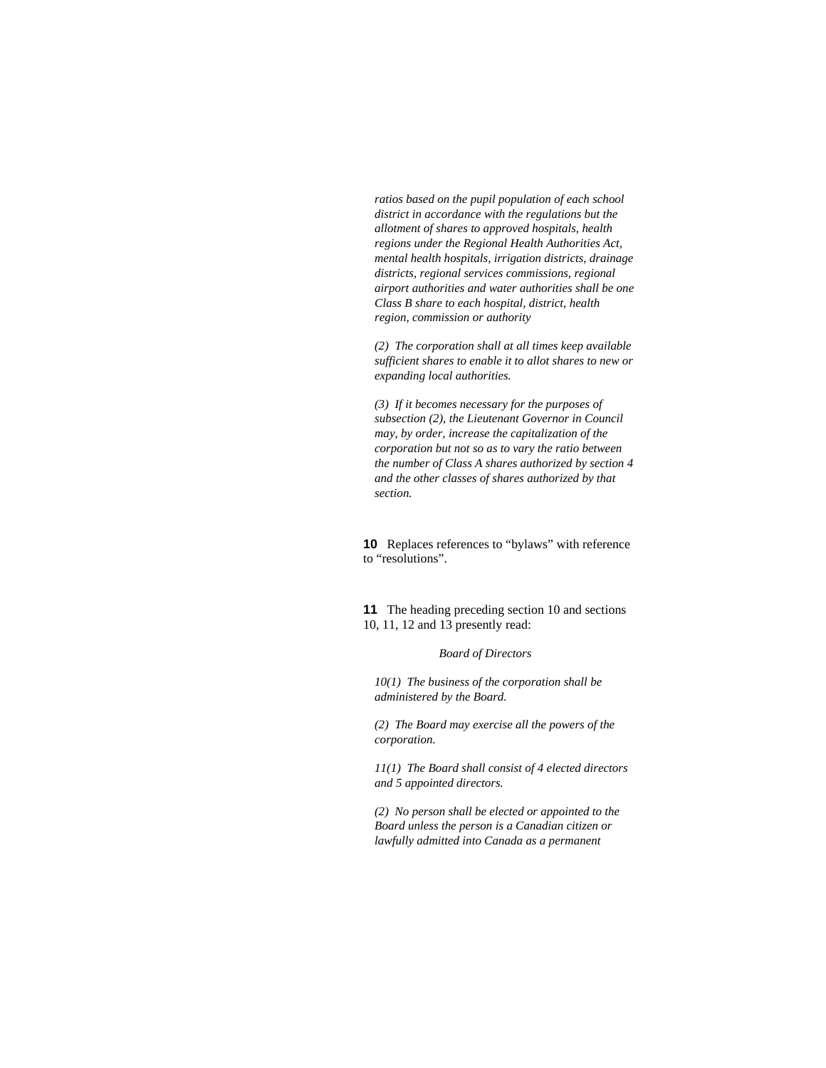*ratios based on the pupil population of each school district in accordance with the regulations but the allotment of shares to approved hospitals, health regions under the Regional Health Authorities Act, mental health hospitals, irrigation districts, drainage districts, regional services commissions, regional airport authorities and water authorities shall be one Class B share to each hospital, district, health region, commission or authority*

*(2) The corporation shall at all times keep available sufficient shares to enable it to allot shares to new or expanding local authorities.*

*(3) If it becomes necessary for the purposes of subsection (2), the Lieutenant Governor in Council may, by order, increase the capitalization of the corporation but not so as to vary the ratio between the number of Class A shares authorized by section 4 and the other classes of shares authorized by that section.*

**10** Replaces references to "bylaws" with reference to "resolutions".

**11** The heading preceding section 10 and sections 10, 11, 12 and 13 presently read:

*Board of Directors*

*10(1) The business of the corporation shall be administered by the Board.*

*(2) The Board may exercise all the powers of the corporation.*

*11(1) The Board shall consist of 4 elected directors and 5 appointed directors.*

*(2) No person shall be elected or appointed to the Board unless the person is a Canadian citizen or lawfully admitted into Canada as a permanent*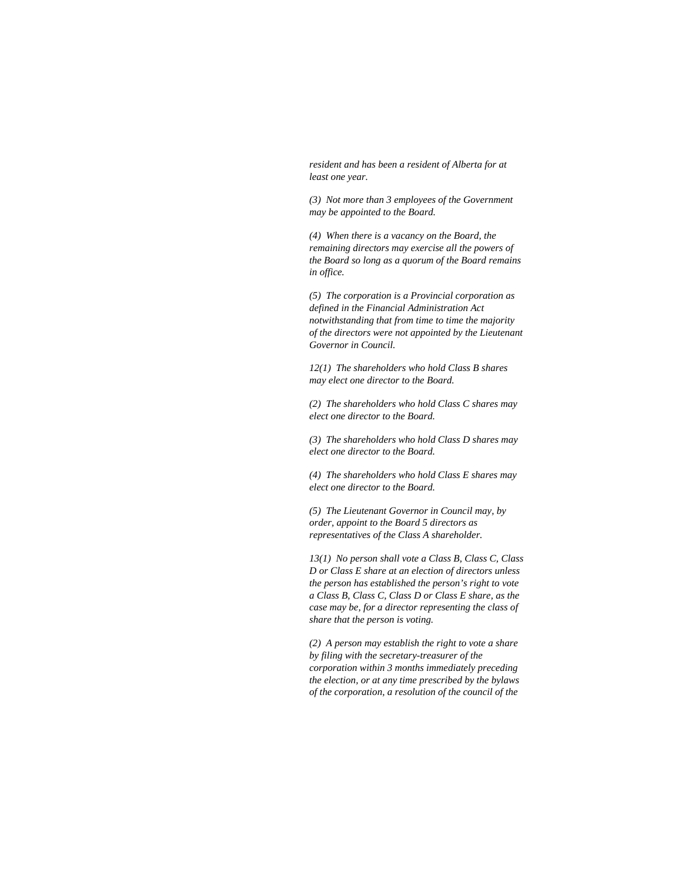*resident and has been a resident of Alberta for at least one year.*

*(3) Not more than 3 employees of the Government may be appointed to the Board.*

*(4) When there is a vacancy on the Board, the remaining directors may exercise all the powers of the Board so long as a quorum of the Board remains in office.*

*(5) The corporation is a Provincial corporation as defined in the Financial Administration Act notwithstanding that from time to time the majority of the directors were not appointed by the Lieutenant Governor in Council.*

*12(1) The shareholders who hold Class B shares may elect one director to the Board.*

*(2) The shareholders who hold Class C shares may elect one director to the Board.*

*(3) The shareholders who hold Class D shares may elect one director to the Board.*

*(4) The shareholders who hold Class E shares may elect one director to the Board.*

*(5) The Lieutenant Governor in Council may, by order, appoint to the Board 5 directors as representatives of the Class A shareholder.*

*13(1) No person shall vote a Class B, Class C, Class D or Class E share at an election of directors unless the person has established the person's right to vote a Class B, Class C, Class D or Class E share, as the case may be, for a director representing the class of share that the person is voting.*

*(2) A person may establish the right to vote a share by filing with the secretary-treasurer of the corporation within 3 months immediately preceding the election, or at any time prescribed by the bylaws of the corporation, a resolution of the council of the*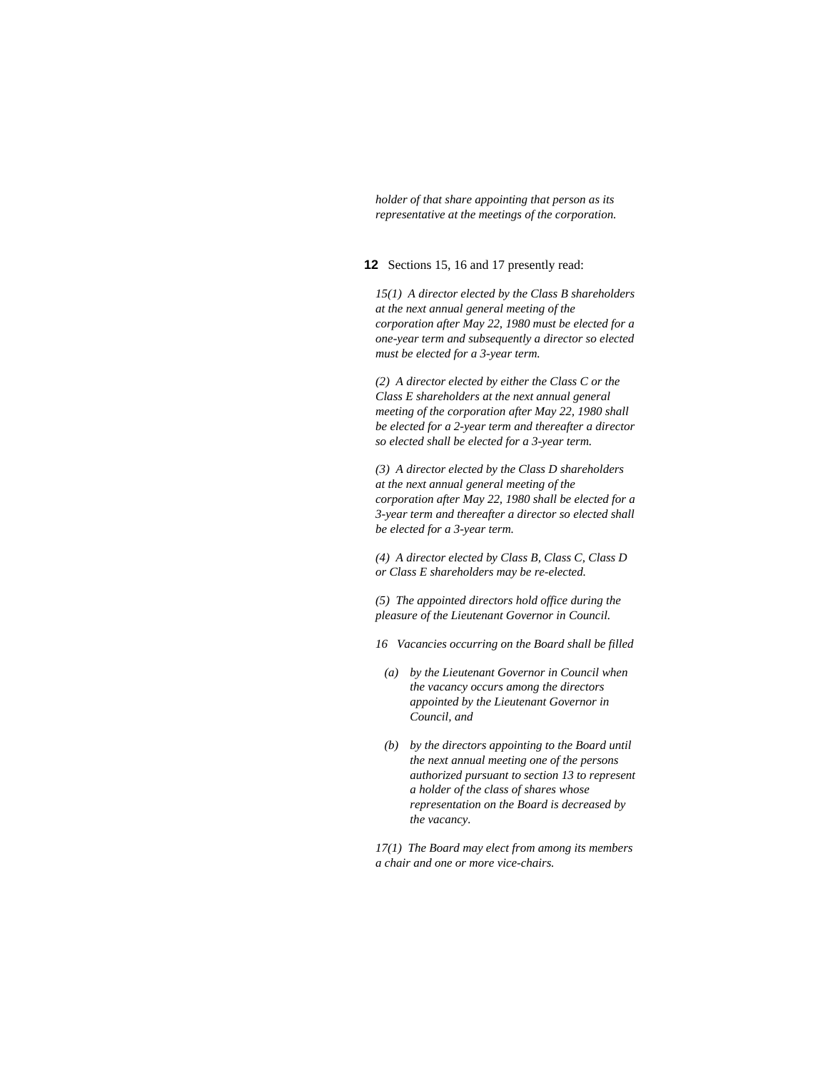*holder of that share appointing that person as its representative at the meetings of the corporation.*

**12** Sections 15, 16 and 17 presently read:

*15(1) A director elected by the Class B shareholders at the next annual general meeting of the corporation after May 22, 1980 must be elected for a one-year term and subsequently a director so elected must be elected for a 3-year term.*

*(2) A director elected by either the Class C or the Class E shareholders at the next annual general meeting of the corporation after May 22, 1980 shall be elected for a 2-year term and thereafter a director so elected shall be elected for a 3-year term.*

*(3) A director elected by the Class D shareholders at the next annual general meeting of the corporation after May 22, 1980 shall be elected for a 3-year term and thereafter a director so elected shall be elected for a 3-year term.*

*(4) A director elected by Class B, Class C, Class D or Class E shareholders may be re-elected.*

*(5) The appointed directors hold office during the pleasure of the Lieutenant Governor in Council.*

*16 Vacancies occurring on the Board shall be filled*

*(a) by the Lieutenant Governor in Council when the vacancy occurs among the directors appointed by the Lieutenant Governor in Council, and*

*(b) by the directors appointing to the Board until the next annual meeting one of the persons authorized pursuant to section 13 to represent a holder of the class of shares whose representation on the Board is decreased by the vacancy.*

*17(1) The Board may elect from among its members a chair and one or more vice-chairs.*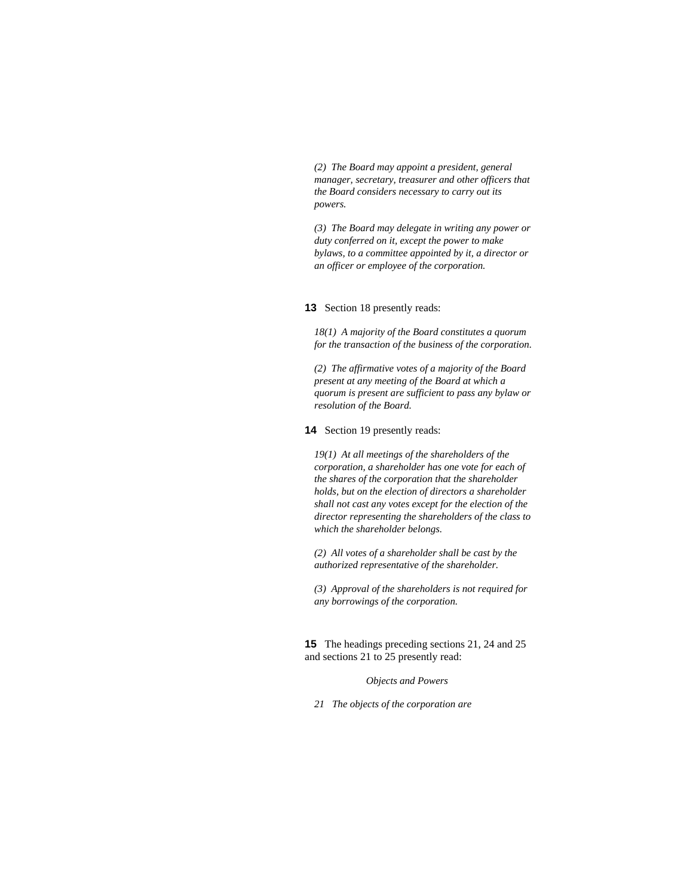*(2) The Board may appoint a president, general manager, secretary, treasurer and other officers that the Board considers necessary to carry out its powers.*

*(3) The Board may delegate in writing any power or duty conferred on it, except the power to make bylaws, to a committee appointed by it, a director or an officer or employee of the corporation.*

**13** Section 18 presently reads:

*18(1) A majority of the Board constitutes a quorum for the transaction of the business of the corporation.*

*(2) The affirmative votes of a majority of the Board present at any meeting of the Board at which a quorum is present are sufficient to pass any bylaw or resolution of the Board.*

**14** Section 19 presently reads:

*19(1) At all meetings of the shareholders of the corporation, a shareholder has one vote for each of the shares of the corporation that the shareholder holds, but on the election of directors a shareholder shall not cast any votes except for the election of the director representing the shareholders of the class to which the shareholder belongs.*

*(2) All votes of a shareholder shall be cast by the authorized representative of the shareholder.*

*(3) Approval of the shareholders is not required for any borrowings of the corporation.*

**15** The headings preceding sections 21, 24 and 25 and sections 21 to 25 presently read:

*Objects and Powers*

*21 The objects of the corporation are*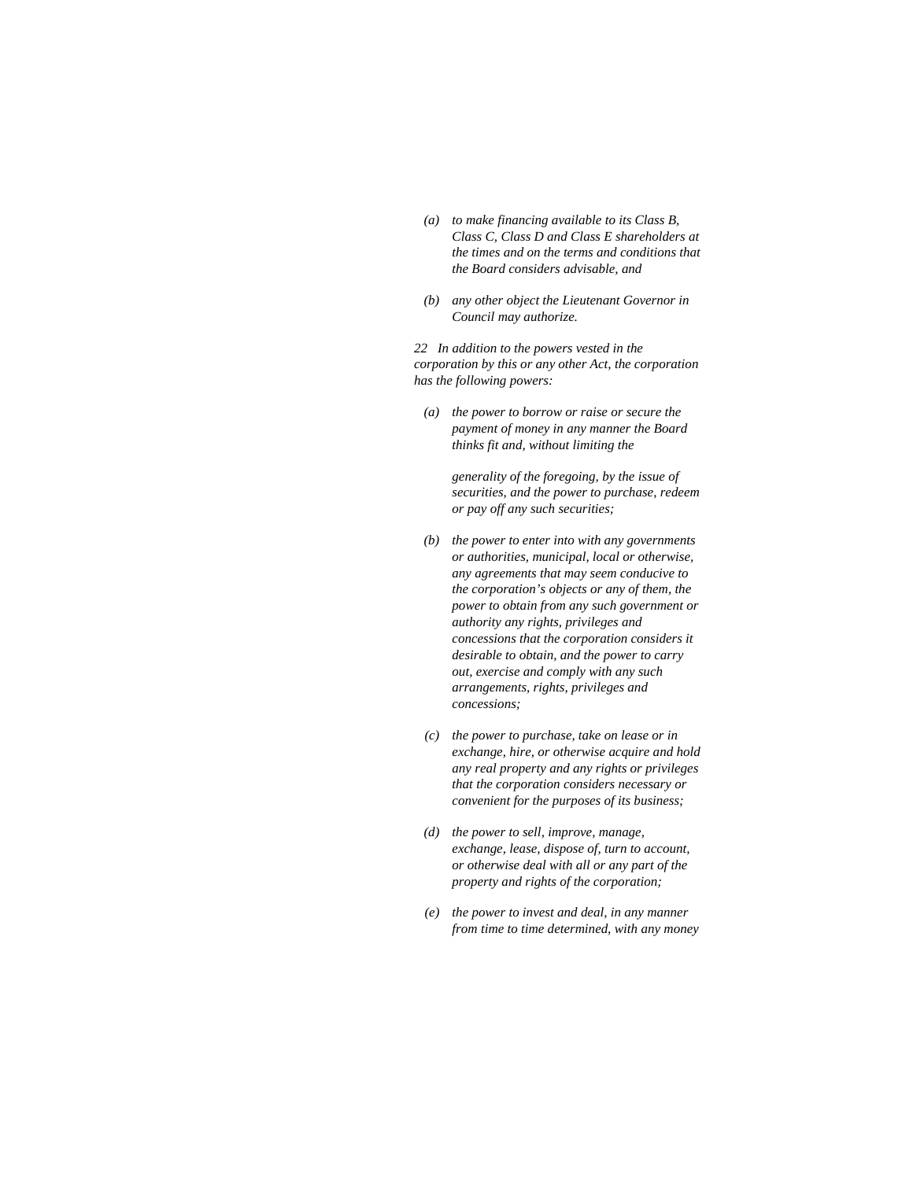*(a) to make financing available to its Class B, Class C, Class D and Class E shareholders at the times and on the terms and conditions that the Board considers advisable, and*

*(b) any other object the Lieutenant Governor in Council may authorize.*

*22 In addition to the powers vested in the corporation by this or any other Act, the corporation has the following powers:*

*(a) the power to borrow or raise or secure the payment of money in any manner the Board thinks fit and, without limiting the generality of the foregoing, by the issue of securities, and the power to purchase, redeem or pay off any such securities;*

*(b) the power to enter into with any governments or authorities, municipal, local or otherwise, any agreements that may seem conducive to the corporation's objects or any of them, the power to obtain from any such government or authority any rights, privileges and concessions that the corporation considers it desirable to obtain, and the power to carry out, exercise and comply with any such arrangements, rights, privileges and concessions;*

*(c) the power to purchase, take on lease or in exchange, hire, or otherwise acquire and hold any real property and any rights or privileges that the corporation considers necessary or convenient for the purposes of its business;*

*(d) the power to sell, improve, manage, exchange, lease, dispose of, turn to account, or otherwise deal with all or any part of the property and rights of the corporation;*

*(e) the power to invest and deal, in any manner from time to time determined, with any money*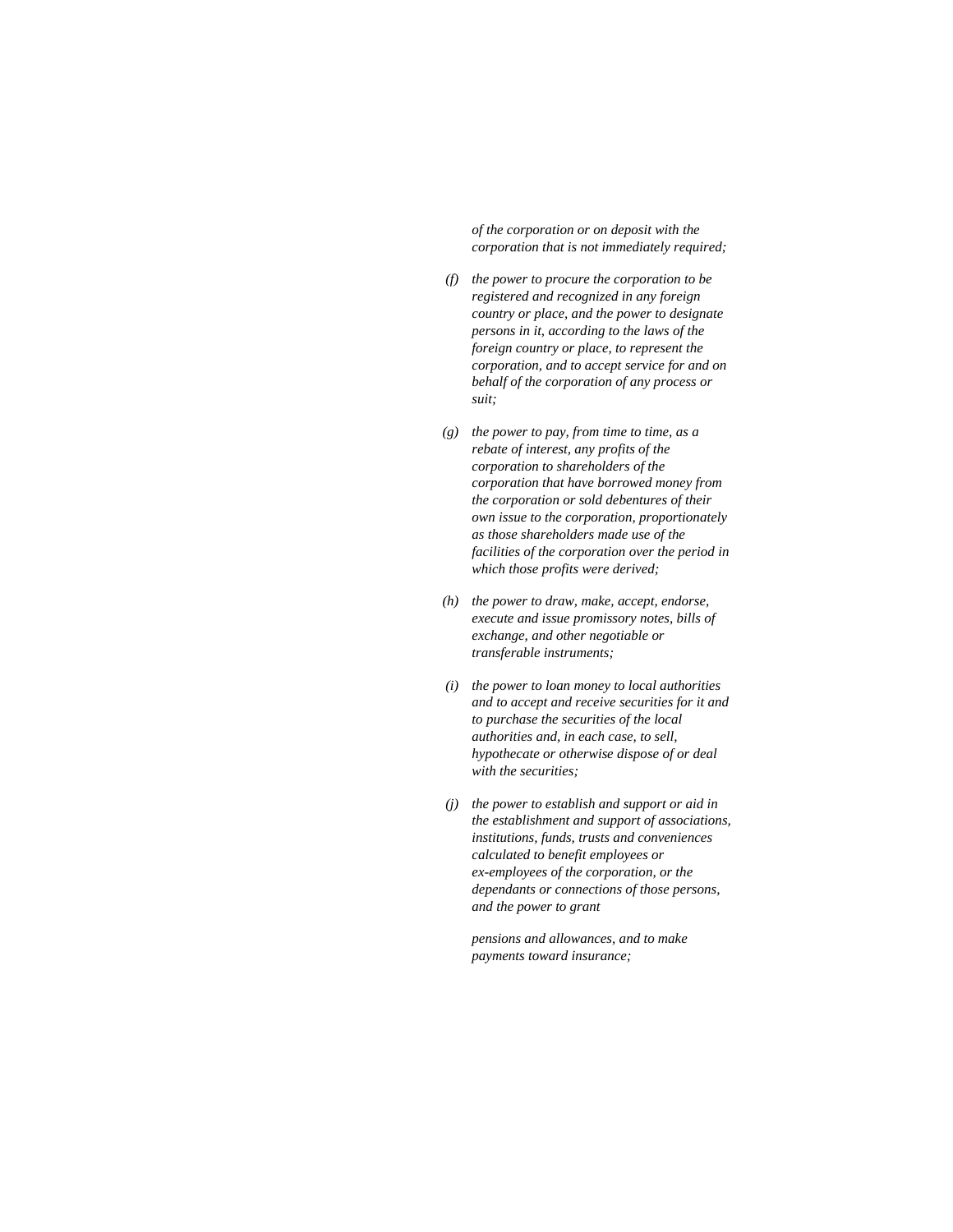*of the corporation or on deposit with the corporation that is not immediately required;*

*(f) the power to procure the corporation to be registered and recognized in any foreign country or place, and the power to designate persons in it, according to the laws of the foreign country or place, to represent the corporation, and to accept service for and on behalf of the corporation of any process or suit;*

*(g) the power to pay, from time to time, as a rebate of interest, any profits of the corporation to shareholders of the corporation that have borrowed money from the corporation or sold debentures of their own issue to the corporation, proportionately as those shareholders made use of the facilities of the corporation over the period in which those profits were derived;*

*(h) the power to draw, make, accept, endorse, execute and issue promissory notes, bills of exchange, and other negotiable or transferable instruments;*

*(i) the power to loan money to local authorities and to accept and receive securities for it and to purchase the securities of the local authorities and, in each case, to sell, hypothecate or otherwise dispose of or deal with the securities;*

*(j) the power to establish and support or aid in the establishment and support of associations, institutions, funds, trusts and conveniences calculated to benefit employees or ex-employees of the corporation, or the dependants or connections of those persons, and the power to grant*

*pensions and allowances, and to make payments toward insurance;*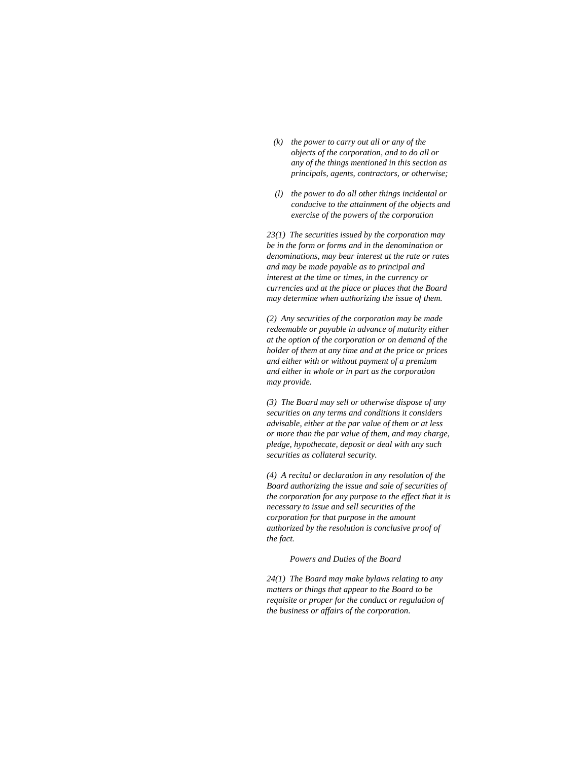*(k) the power to carry out all or any of the objects of the corporation, and to do all or any of the things mentioned in this section as principals, agents, contractors, or otherwise;*

*(l) the power to do all other things incidental or conducive to the attainment of the objects and exercise of the powers of the corporation*

*23(1) The securities issued by the corporation may be in the form or forms and in the denomination or denominations, may bear interest at the rate or rates and may be made payable as to principal and interest at the time or times, in the currency or currencies and at the place or places that the Board may determine when authorizing the issue of them.*

*(2) Any securities of the corporation may be made redeemable or payable in advance of maturity either at the option of the corporation or on demand of the holder of them at any time and at the price or prices and either with or without payment of a premium and either in whole or in part as the corporation may provide.*

*(3) The Board may sell or otherwise dispose of any securities on any terms and conditions it considers advisable, either at the par value of them or at less or more than the par value of them, and may charge, pledge, hypothecate, deposit or deal with any such securities as collateral security.*

*(4) A recital or declaration in any resolution of the Board authorizing the issue and sale of securities of the corporation for any purpose to the effect that it is necessary to issue and sell securities of the corporation for that purpose in the amount authorized by the resolution is conclusive proof of the fact.*

*Powers and Duties of the Board*

*24(1) The Board may make bylaws relating to any matters or things that appear to the Board to be requisite or proper for the conduct or regulation of the business or affairs of the corporation.*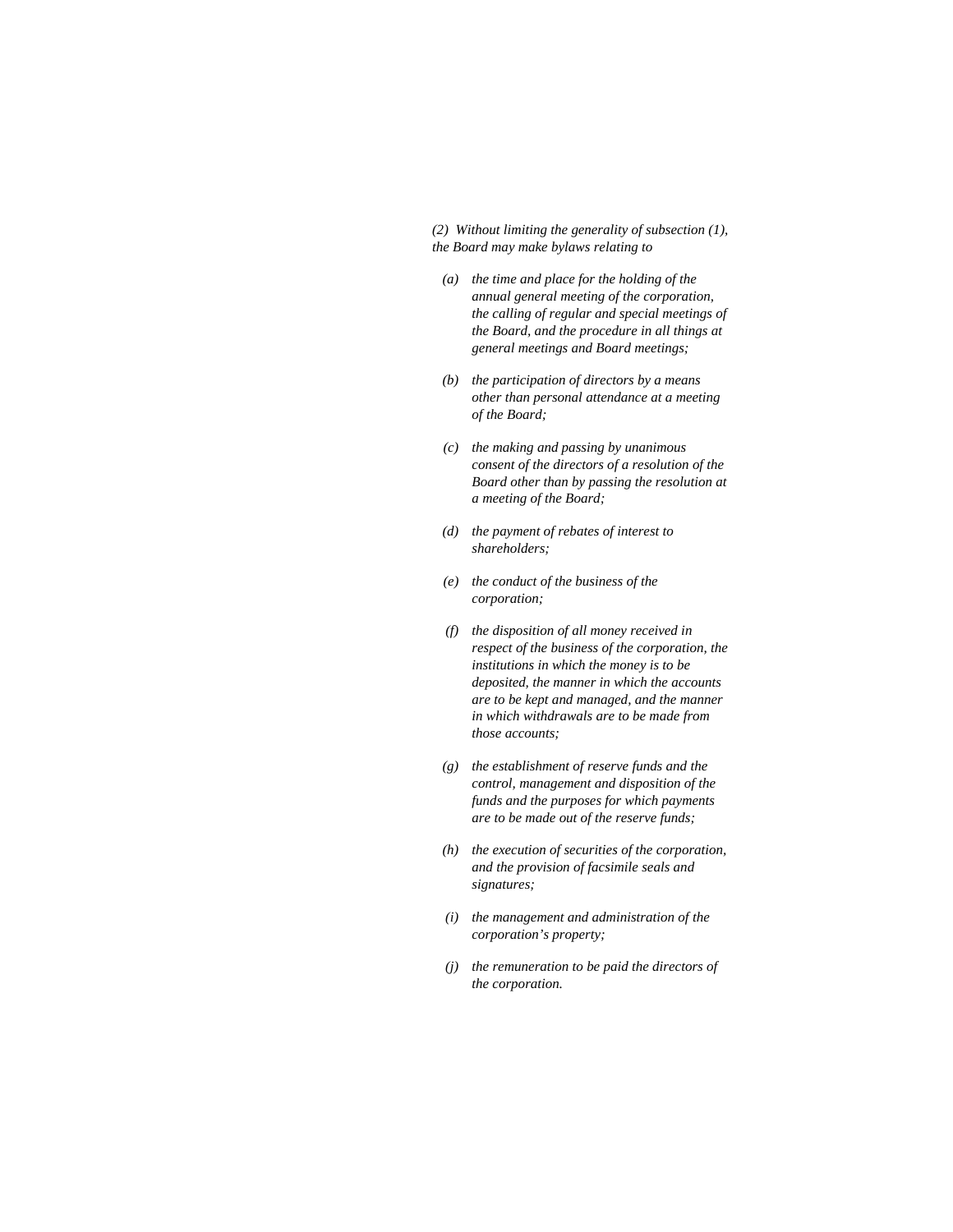*(2) Without limiting the generality of subsection (1), the Board may make bylaws relating to*

- *(a) the time and place for the holding of the annual general meeting of the corporation, the calling of regular and special meetings of the Board, and the procedure in all things at general meetings and Board meetings;*
- *(b) the participation of directors by a means other than personal attendance at a meeting of the Board;*
- *(c) the making and passing by unanimous consent of the directors of a resolution of the Board other than by passing the resolution at a meeting of the Board;*
- *(d) the payment of rebates of interest to shareholders;*
- *(e) the conduct of the business of the corporation;*
- *(f) the disposition of all money received in respect of the business of the corporation, the institutions in which the money is to be deposited, the manner in which the accounts are to be kept and managed, and the manner in which withdrawals are to be made from those accounts;*
- *(g) the establishment of reserve funds and the control, management and disposition of the funds and the purposes for which payments are to be made out of the reserve funds;*
- *(h) the execution of securities of the corporation, and the provision of facsimile seals and signatures;*
- *(i) the management and administration of the corporation's property;*
- *(j) the remuneration to be paid the directors of the corporation.*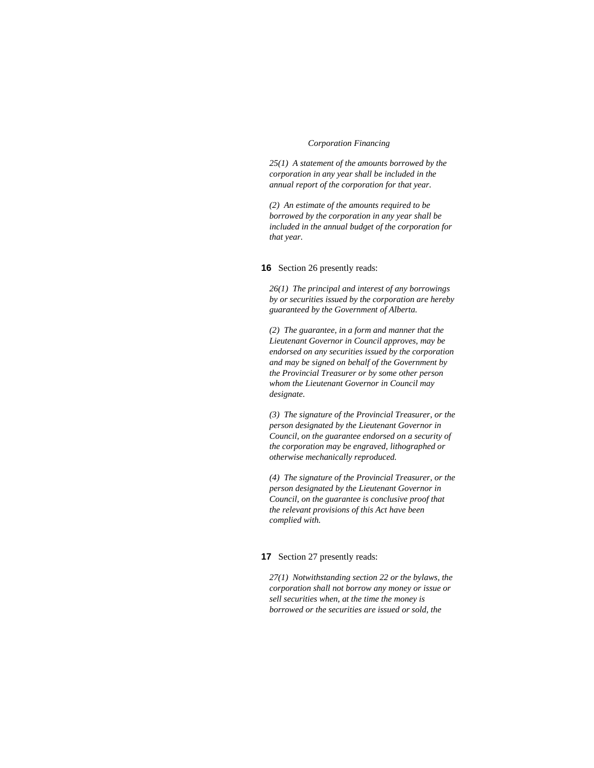*Corporation Financing*

*25(1) A statement of the amounts borrowed by the corporation in any year shall be included in the annual report of the corporation for that year.*

*(2) An estimate of the amounts required to be borrowed by the corporation in any year shall be included in the annual budget of the corporation for that year.*

**16** Section 26 presently reads:

*26(1) The principal and interest of any borrowings by or securities issued by the corporation are hereby guaranteed by the Government of Alberta.*

*(2) The guarantee, in a form and manner that the Lieutenant Governor in Council approves, may be endorsed on any securities issued by the corporation and may be signed on behalf of the Government by the Provincial Treasurer or by some other person whom the Lieutenant Governor in Council may designate.*

*(3) The signature of the Provincial Treasurer, or the person designated by the Lieutenant Governor in Council, on the guarantee endorsed on a security of the corporation may be engraved, lithographed or otherwise mechanically reproduced.*

*(4) The signature of the Provincial Treasurer, or the person designated by the Lieutenant Governor in Council, on the guarantee is conclusive proof that the relevant provisions of this Act have been complied with.*

**17** Section 27 presently reads:

*27(1) Notwithstanding section 22 or the bylaws, the corporation shall not borrow any money or issue or sell securities when, at the time the money is borrowed or the securities are issued or sold, the*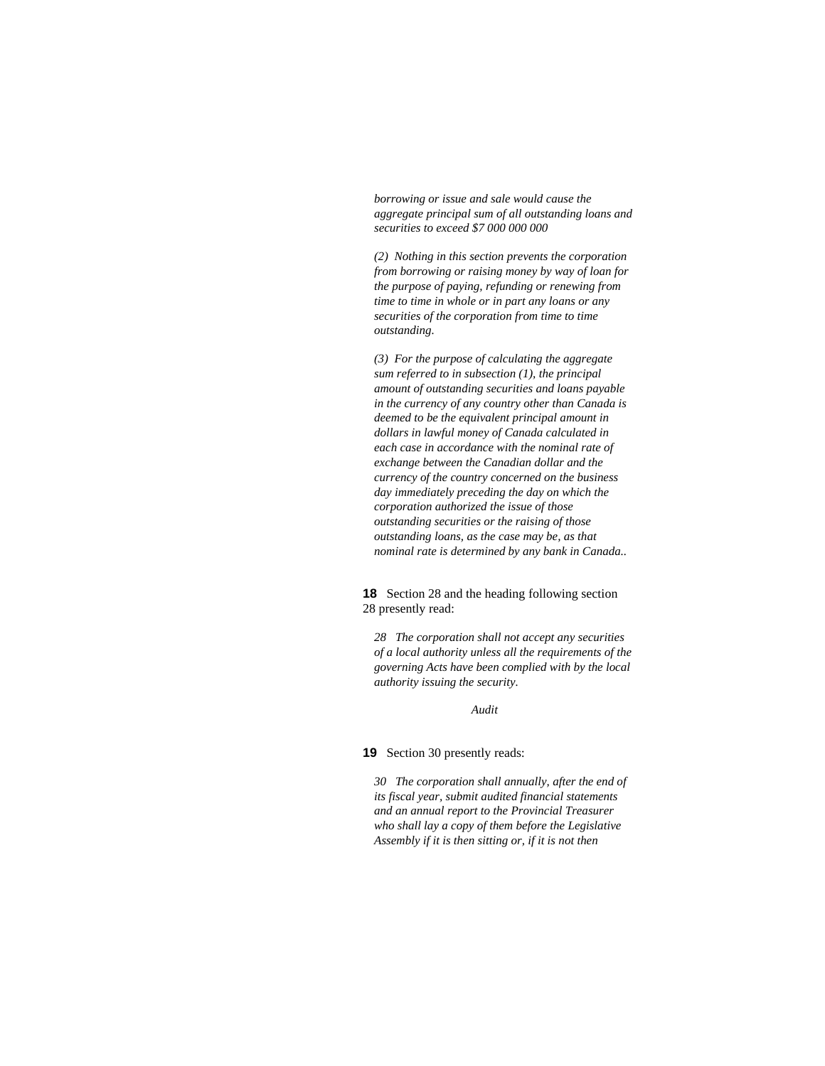*borrowing or issue and sale would cause the aggregate principal sum of all outstanding loans and securities to exceed $7 000 000 000*

*(2) Nothing in this section prevents the corporation from borrowing or raising money by way of loan for the purpose of paying, refunding or renewing from time to time in whole or in part any loans or any securities of the corporation from time to time outstanding.*

*(3) For the purpose of calculating the aggregate sum referred to in subsection (1), the principal amount of outstanding securities and loans payable in the currency of any country other than Canada is deemed to be the equivalent principal amount in dollars in lawful money of Canada calculated in each case in accordance with the nominal rate of exchange between the Canadian dollar and the currency of the country concerned on the business day immediately preceding the day on which the corporation authorized the issue of those outstanding securities or the raising of those outstanding loans, as the case may be, as that nominal rate is determined by any bank in Canada..*

**18** Section 28 and the heading following section 28 presently read:

*28 The corporation shall not accept any securities of a local authority unless all the requirements of the governing Acts have been complied with by the local authority issuing the security.*

*Audit*

**19** Section 30 presently reads:

*30 The corporation shall annually, after the end of its fiscal year, submit audited financial statements and an annual report to the Provincial Treasurer who shall lay a copy of them before the Legislative Assembly if it is then sitting or, if it is not then*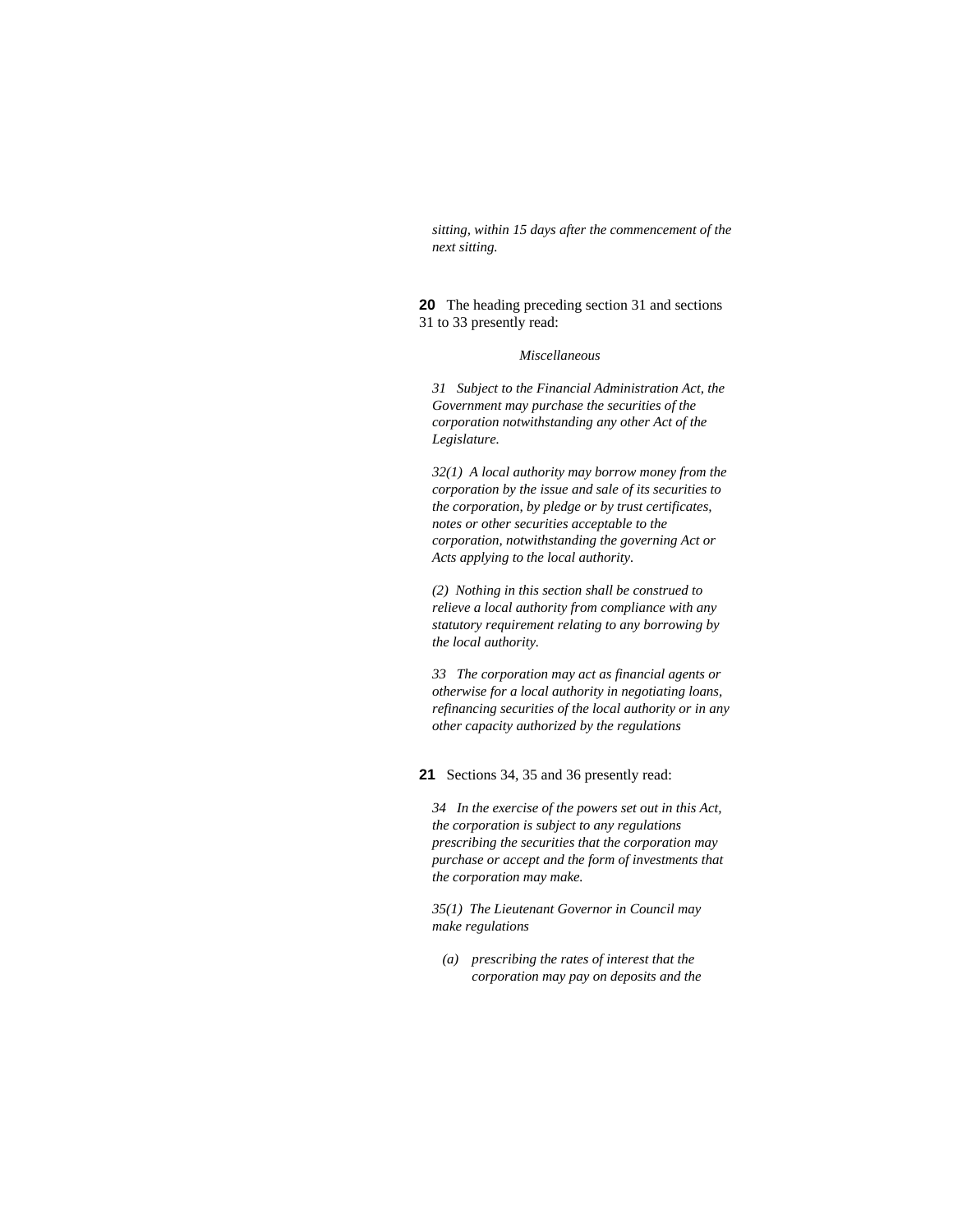*sitting, within 15 days after the commencement of the next sitting.*

**20** The heading preceding section 31 and sections 31 to 33 presently read:

*Miscellaneous*

*31 Subject to the Financial Administration Act, the Government may purchase the securities of the corporation notwithstanding any other Act of the Legislature.*

*32(1) A local authority may borrow money from the corporation by the issue and sale of its securities to the corporation, by pledge or by trust certificates, notes or other securities acceptable to the corporation, notwithstanding the governing Act or Acts applying to the local authority.*

*(2) Nothing in this section shall be construed to relieve a local authority from compliance with any statutory requirement relating to any borrowing by the local authority.*

*33 The corporation may act as financial agents or otherwise for a local authority in negotiating loans, refinancing securities of the local authority or in any other capacity authorized by the regulations*

**21** Sections 34, 35 and 36 presently read:

*34 In the exercise of the powers set out in this Act, the corporation is subject to any regulations prescribing the securities that the corporation may purchase or accept and the form of investments that the corporation may make.*

*35(1) The Lieutenant Governor in Council may make regulations*

*(a) prescribing the rates of interest that the corporation may pay on deposits and the*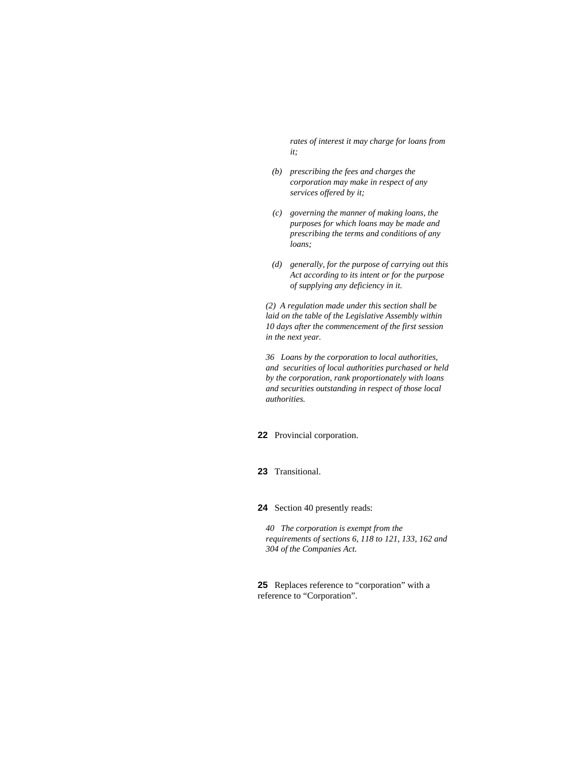*rates of interest it may charge for loans from it;*

*(b) prescribing the fees and charges the corporation may make in respect of any services offered by it;*

*(c) governing the manner of making loans, the purposes for which loans may be made and prescribing the terms and conditions of any loans;*

*(d) generally, for the purpose of carrying out this Act according to its intent or for the purpose of supplying any deficiency in it.*

*(2) A regulation made under this section shall be laid on the table of the Legislative Assembly within 10 days after the commencement of the first session in the next year.*

*36 Loans by the corporation to local authorities, and securities of local authorities purchased or held by the corporation, rank proportionately with loans and securities outstanding in respect of those local authorities.*

**22** Provincial corporation.

**23** Transitional.

**24** Section 40 presently reads:

*40 The corporation is exempt from the requirements of sections 6, 118 to 121, 133, 162 and 304 of the Companies Act.*

**25** Replaces reference to “corporation” with a reference to “Corporation”.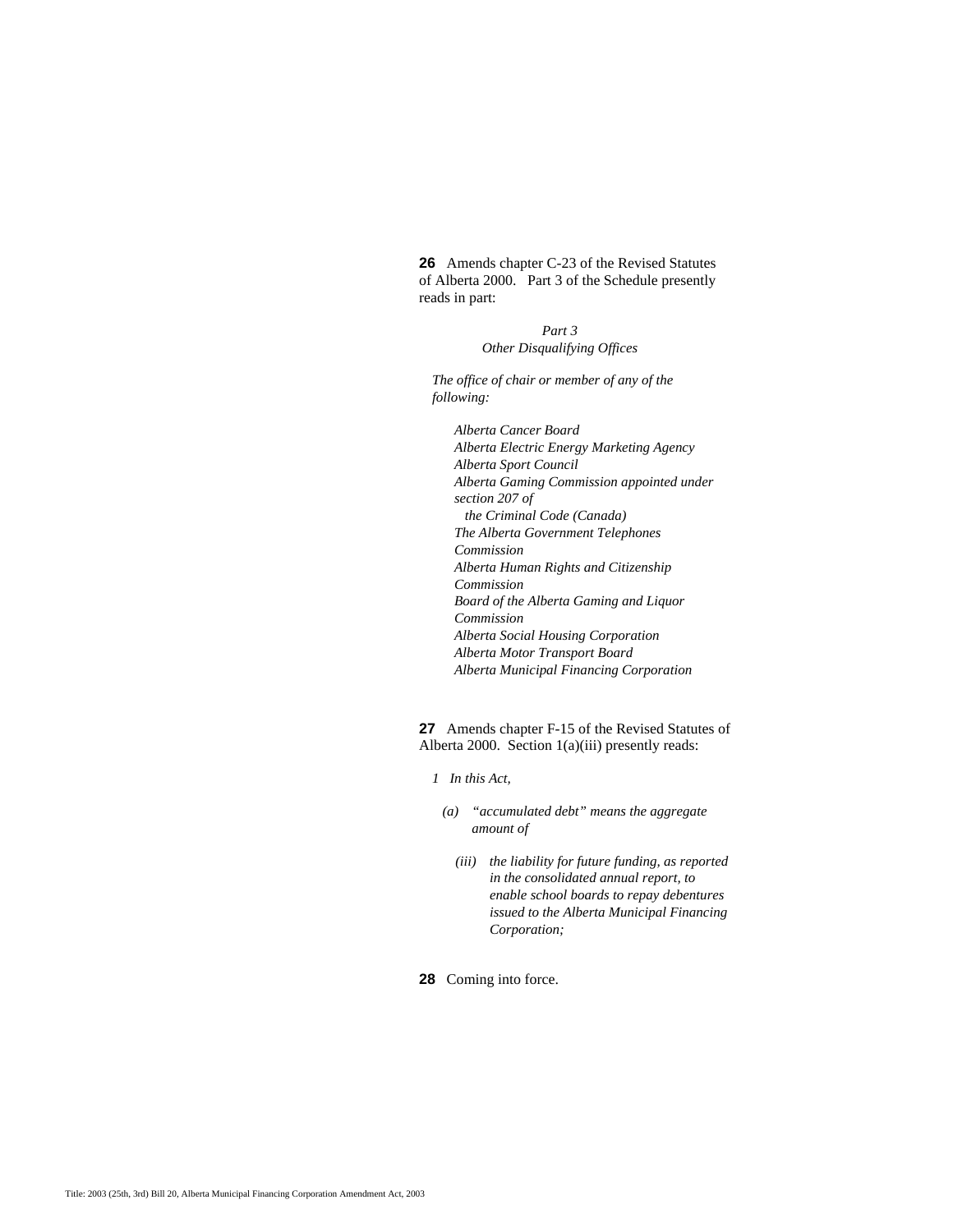**26** Amends chapter C-23 of the Revised Statutes of Alberta 2000. Part 3 of the Schedule presently reads in part:

*Part 3*
*Other Disqualifying Offices*

*The office of chair or member of any of the following:*

*Alberta Cancer Board*
*Alberta Electric Energy Marketing Agency*
*Alberta Sport Council*
*Alberta Gaming Commission appointed under section 207 of the Criminal Code (Canada)*
*The Alberta Government Telephones Commission*
*Alberta Human Rights and Citizenship Commission*
*Board of the Alberta Gaming and Liquor Commission*
*Alberta Social Housing Corporation*
*Alberta Motor Transport Board*
*Alberta Municipal Financing Corporation*

**27** Amends chapter F-15 of the Revised Statutes of Alberta 2000. Section 1(a)(iii) presently reads:

*1 In this Act,*

*(a) "accumulated debt" means the aggregate amount of*

*(iii) the liability for future funding, as reported in the consolidated annual report, to enable school boards to repay debentures issued to the Alberta Municipal Financing Corporation;*

**28** Coming into force.

Title: 2003 (25th, 3rd) Bill 20, Alberta Municipal Financing Corporation Amendment Act, 2003